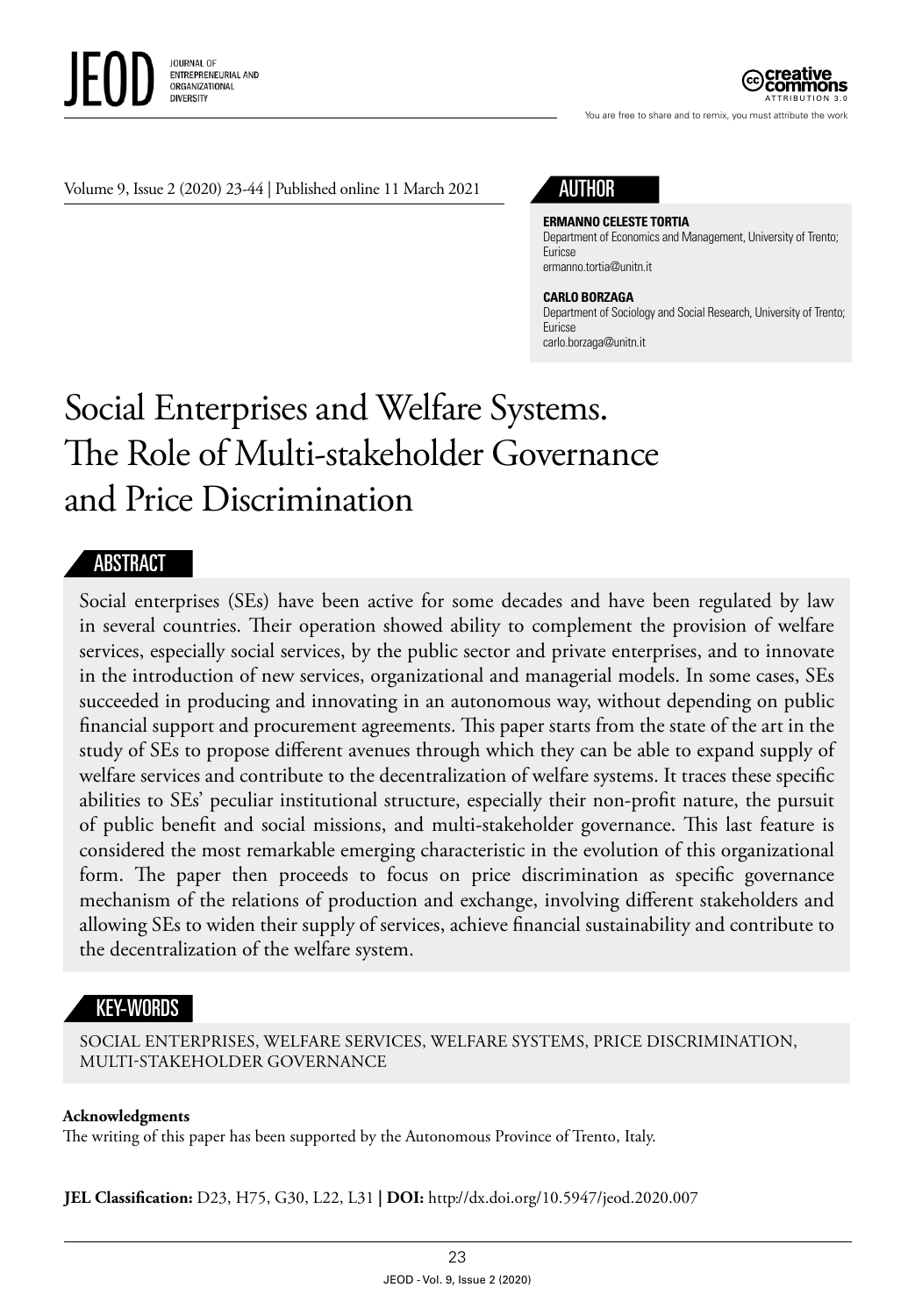## AUTHOR

**ERMANNO CELESTE TORTIA**
Department of Economics and Management, University of Trento; Euricse
ermanno.tortia@unitn.it

**CARLO BORZAGA**
Department of Sociology and Social Research, University of Trento; Euricse
carlo.borzaga@unitn.it

# Social Enterprises and Welfare Systems. The Role of Multi-stakeholder Governance and Price Discrimination

## ABSTRACT

Social enterprises (SEs) have been active for some decades and have been regulated by law in several countries. Their operation showed ability to complement the provision of welfare services, especially social services, by the public sector and private enterprises, and to innovate in the introduction of new services, organizational and managerial models. In some cases, SEs succeeded in producing and innovating in an autonomous way, without depending on public financial support and procurement agreements. This paper starts from the state of the art in the study of SEs to propose different avenues through which they can be able to expand supply of welfare services and contribute to the decentralization of welfare systems. It traces these specific abilities to SEs' peculiar institutional structure, especially their non-profit nature, the pursuit of public benefit and social missions, and multi-stakeholder governance. This last feature is considered the most remarkable emerging characteristic in the evolution of this organizational form. The paper then proceeds to focus on price discrimination as specific governance mechanism of the relations of production and exchange, involving different stakeholders and allowing SEs to widen their supply of services, achieve financial sustainability and contribute to the decentralization of the welfare system.

## KEY-WORDS

SOCIAL ENTERPRISES, WELFARE SERVICES, WELFARE SYSTEMS, PRICE DISCRIMINATION, MULTI-STAKEHOLDER GOVERNANCE

**Acknowledgments**
The writing of this paper has been supported by the Autonomous Province of Trento, Italy.

**JEL Classification:** D23, H75, G30, L22, L31 **|** **DOI:** http://dx.doi.org/10.5947/jeod.2020.007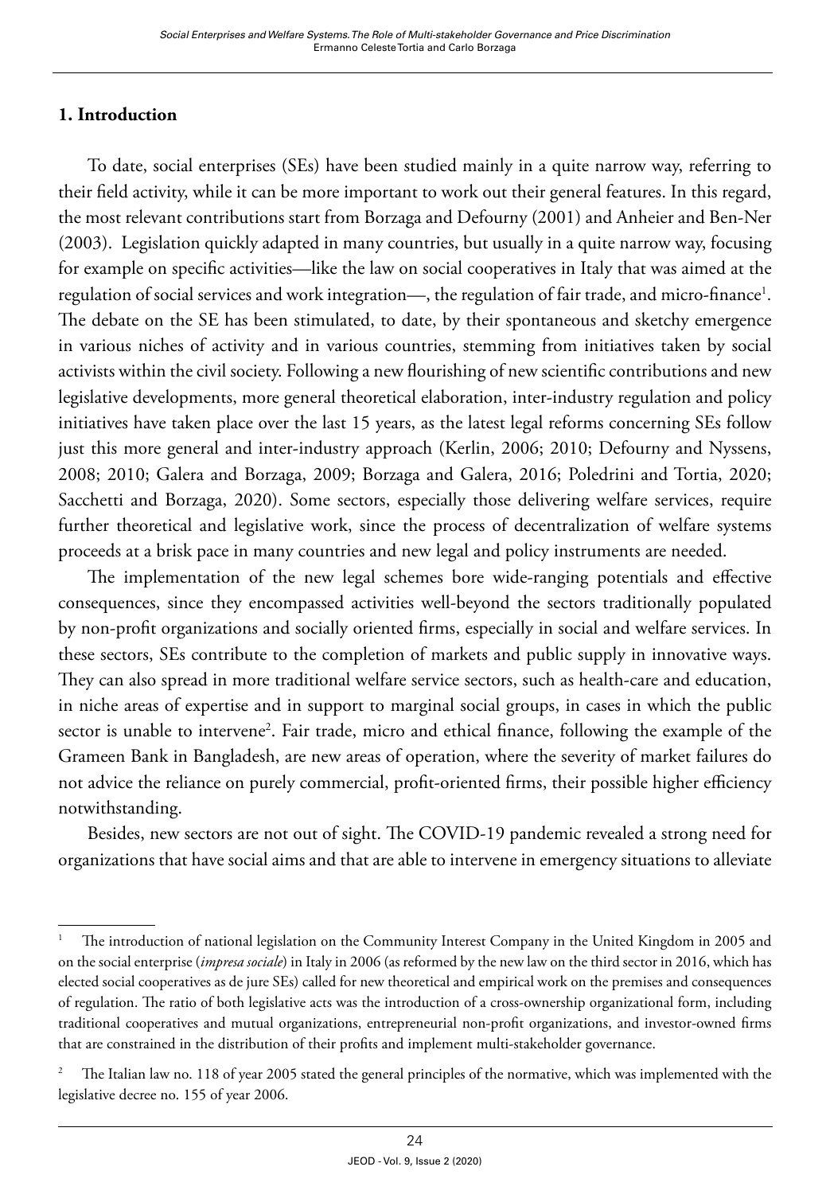## 1. Introduction

To date, social enterprises (SEs) have been studied mainly in a quite narrow way, referring to their field activity, while it can be more important to work out their general features. In this regard, the most relevant contributions start from Borzaga and Defourny (2001) and Anheier and Ben-Ner (2003). Legislation quickly adapted in many countries, but usually in a quite narrow way, focusing for example on specific activities—like the law on social cooperatives in Italy that was aimed at the regulation of social services and work integration—, the regulation of fair trade, and micro-finance[1]. The debate on the SE has been stimulated, to date, by their spontaneous and sketchy emergence in various niches of activity and in various countries, stemming from initiatives taken by social activists within the civil society. Following a new flourishing of new scientific contributions and new legislative developments, more general theoretical elaboration, inter-industry regulation and policy initiatives have taken place over the last 15 years, as the latest legal reforms concerning SEs follow just this more general and inter-industry approach (Kerlin, 2006; 2010; Defourny and Nyssens, 2008; 2010; Galera and Borzaga, 2009; Borzaga and Galera, 2016; Poledrini and Tortia, 2020; Sacchetti and Borzaga, 2020). Some sectors, especially those delivering welfare services, require further theoretical and legislative work, since the process of decentralization of welfare systems proceeds at a brisk pace in many countries and new legal and policy instruments are needed.

The implementation of the new legal schemes bore wide-ranging potentials and effective consequences, since they encompassed activities well-beyond the sectors traditionally populated by non-profit organizations and socially oriented firms, especially in social and welfare services. In these sectors, SEs contribute to the completion of markets and public supply in innovative ways. They can also spread in more traditional welfare service sectors, such as health-care and education, in niche areas of expertise and in support to marginal social groups, in cases in which the public sector is unable to intervene[2]. Fair trade, micro and ethical finance, following the example of the Grameen Bank in Bangladesh, are new areas of operation, where the severity of market failures do not advice the reliance on purely commercial, profit-oriented firms, their possible higher efficiency notwithstanding.

Besides, new sectors are not out of sight. The COVID-19 pandemic revealed a strong need for organizations that have social aims and that are able to intervene in emergency situations to alleviate

---

[1] The introduction of national legislation on the Community Interest Company in the United Kingdom in 2005 and on the social enterprise (*impresa sociale*) in Italy in 2006 (as reformed by the new law on the third sector in 2016, which has elected social cooperatives as de jure SEs) called for new theoretical and empirical work on the premises and consequences of regulation. The ratio of both legislative acts was the introduction of a cross-ownership organizational form, including traditional cooperatives and mutual organizations, entrepreneurial non-profit organizations, and investor-owned firms that are constrained in the distribution of their profits and implement multi-stakeholder governance.

[2] The Italian law no. 118 of year 2005 stated the general principles of the normative, which was implemented with the legislative decree no. 155 of year 2006.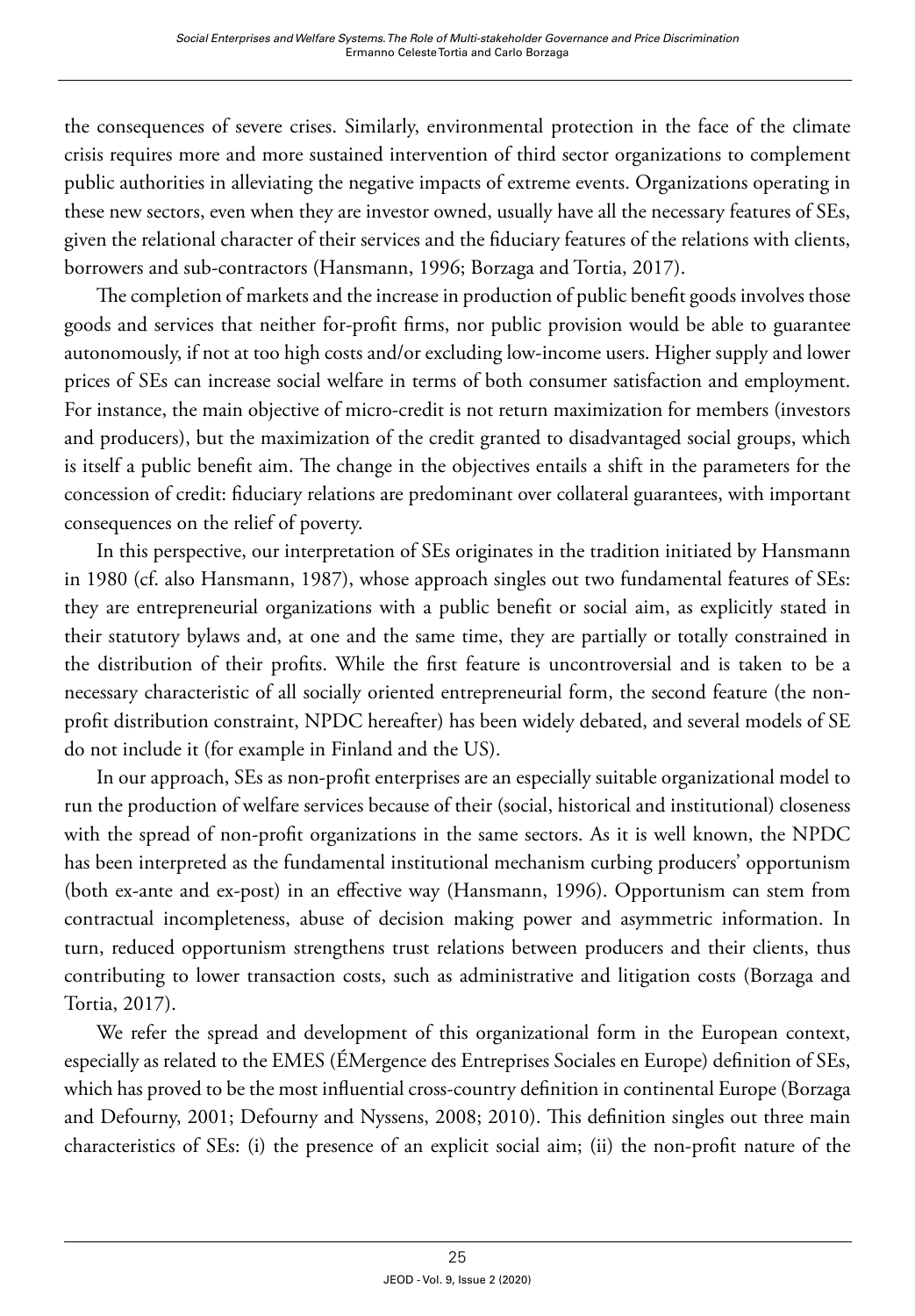the consequences of severe crises. Similarly, environmental protection in the face of the climate crisis requires more and more sustained intervention of third sector organizations to complement public authorities in alleviating the negative impacts of extreme events. Organizations operating in these new sectors, even when they are investor owned, usually have all the necessary features of SEs, given the relational character of their services and the fiduciary features of the relations with clients, borrowers and sub-contractors (Hansmann, 1996; Borzaga and Tortia, 2017).

The completion of markets and the increase in production of public benefit goods involves those goods and services that neither for-profit firms, nor public provision would be able to guarantee autonomously, if not at too high costs and/or excluding low-income users. Higher supply and lower prices of SEs can increase social welfare in terms of both consumer satisfaction and employment. For instance, the main objective of micro-credit is not return maximization for members (investors and producers), but the maximization of the credit granted to disadvantaged social groups, which is itself a public benefit aim. The change in the objectives entails a shift in the parameters for the concession of credit: fiduciary relations are predominant over collateral guarantees, with important consequences on the relief of poverty.

In this perspective, our interpretation of SEs originates in the tradition initiated by Hansmann in 1980 (cf. also Hansmann, 1987), whose approach singles out two fundamental features of SEs: they are entrepreneurial organizations with a public benefit or social aim, as explicitly stated in their statutory bylaws and, at one and the same time, they are partially or totally constrained in the distribution of their profits. While the first feature is uncontroversial and is taken to be a necessary characteristic of all socially oriented entrepreneurial form, the second feature (the non-profit distribution constraint, NPDC hereafter) has been widely debated, and several models of SE do not include it (for example in Finland and the US).

In our approach, SEs as non-profit enterprises are an especially suitable organizational model to run the production of welfare services because of their (social, historical and institutional) closeness with the spread of non-profit organizations in the same sectors. As it is well known, the NPDC has been interpreted as the fundamental institutional mechanism curbing producers' opportunism (both ex-ante and ex-post) in an effective way (Hansmann, 1996). Opportunism can stem from contractual incompleteness, abuse of decision making power and asymmetric information. In turn, reduced opportunism strengthens trust relations between producers and their clients, thus contributing to lower transaction costs, such as administrative and litigation costs (Borzaga and Tortia, 2017).

We refer the spread and development of this organizational form in the European context, especially as related to the EMES (ÉMergence des Entreprises Sociales en Europe) definition of SEs, which has proved to be the most influential cross-country definition in continental Europe (Borzaga and Defourny, 2001; Defourny and Nyssens, 2008; 2010). This definition singles out three main characteristics of SEs: (i) the presence of an explicit social aim; (ii) the non-profit nature of the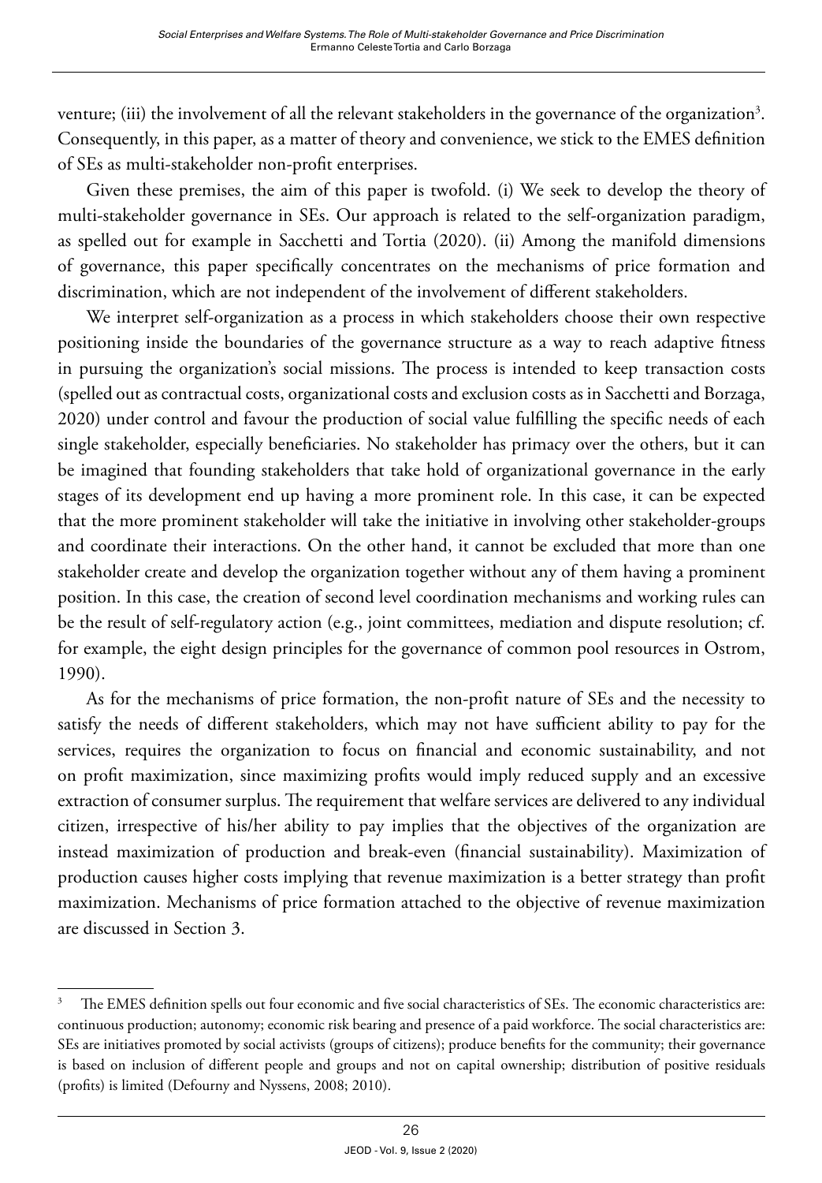venture; (iii) the involvement of all the relevant stakeholders in the governance of the organization[3]. Consequently, in this paper, as a matter of theory and convenience, we stick to the EMES definition of SEs as multi-stakeholder non-profit enterprises.

Given these premises, the aim of this paper is twofold. (i) We seek to develop the theory of multi-stakeholder governance in SEs. Our approach is related to the self-organization paradigm, as spelled out for example in Sacchetti and Tortia (2020). (ii) Among the manifold dimensions of governance, this paper specifically concentrates on the mechanisms of price formation and discrimination, which are not independent of the involvement of different stakeholders.

We interpret self-organization as a process in which stakeholders choose their own respective positioning inside the boundaries of the governance structure as a way to reach adaptive fitness in pursuing the organization's social missions. The process is intended to keep transaction costs (spelled out as contractual costs, organizational costs and exclusion costs as in Sacchetti and Borzaga, 2020) under control and favour the production of social value fulfilling the specific needs of each single stakeholder, especially beneficiaries. No stakeholder has primacy over the others, but it can be imagined that founding stakeholders that take hold of organizational governance in the early stages of its development end up having a more prominent role. In this case, it can be expected that the more prominent stakeholder will take the initiative in involving other stakeholder-groups and coordinate their interactions. On the other hand, it cannot be excluded that more than one stakeholder create and develop the organization together without any of them having a prominent position. In this case, the creation of second level coordination mechanisms and working rules can be the result of self-regulatory action (e.g., joint committees, mediation and dispute resolution; cf. for example, the eight design principles for the governance of common pool resources in Ostrom, 1990).

As for the mechanisms of price formation, the non-profit nature of SEs and the necessity to satisfy the needs of different stakeholders, which may not have sufficient ability to pay for the services, requires the organization to focus on financial and economic sustainability, and not on profit maximization, since maximizing profits would imply reduced supply and an excessive extraction of consumer surplus. The requirement that welfare services are delivered to any individual citizen, irrespective of his/her ability to pay implies that the objectives of the organization are instead maximization of production and break-even (financial sustainability). Maximization of production causes higher costs implying that revenue maximization is a better strategy than profit maximization. Mechanisms of price formation attached to the objective of revenue maximization are discussed in Section 3.

---

[3] The EMES definition spells out four economic and five social characteristics of SEs. The economic characteristics are: continuous production; autonomy; economic risk bearing and presence of a paid workforce. The social characteristics are: SEs are initiatives promoted by social activists (groups of citizens); produce benefits for the community; their governance is based on inclusion of different people and groups and not on capital ownership; distribution of positive residuals (profits) is limited (Defourny and Nyssens, 2008; 2010).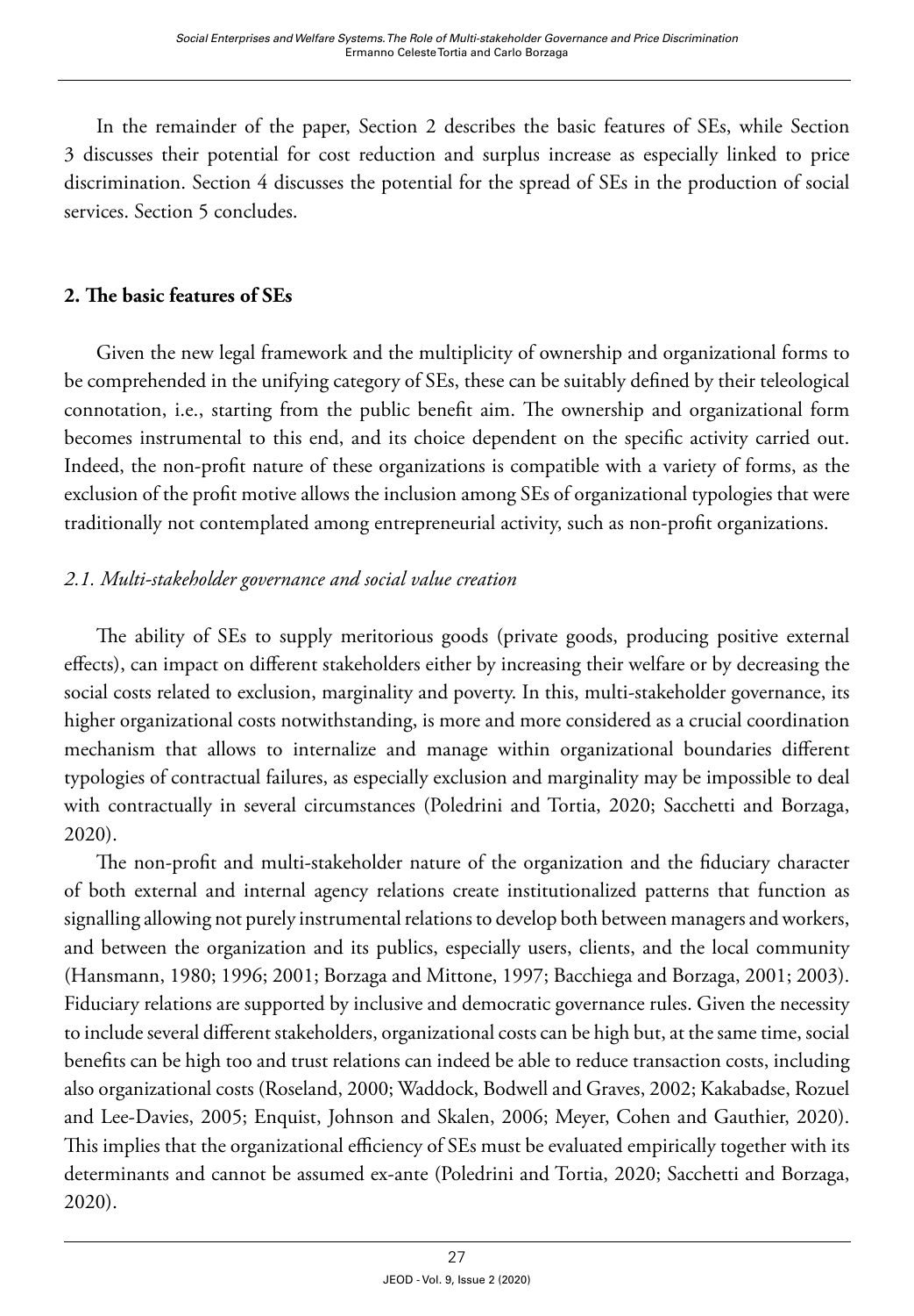In the remainder of the paper, Section 2 describes the basic features of SEs, while Section 3 discusses their potential for cost reduction and surplus increase as especially linked to price discrimination. Section 4 discusses the potential for the spread of SEs in the production of social services. Section 5 concludes.

## 2. The basic features of SEs

Given the new legal framework and the multiplicity of ownership and organizational forms to be comprehended in the unifying category of SEs, these can be suitably defined by their teleological connotation, i.e., starting from the public benefit aim. The ownership and organizational form becomes instrumental to this end, and its choice dependent on the specific activity carried out. Indeed, the non-profit nature of these organizations is compatible with a variety of forms, as the exclusion of the profit motive allows the inclusion among SEs of organizational typologies that were traditionally not contemplated among entrepreneurial activity, such as non-profit organizations.

### *2.1. Multi-stakeholder governance and social value creation*

The ability of SEs to supply meritorious goods (private goods, producing positive external effects), can impact on different stakeholders either by increasing their welfare or by decreasing the social costs related to exclusion, marginality and poverty. In this, multi-stakeholder governance, its higher organizational costs notwithstanding, is more and more considered as a crucial coordination mechanism that allows to internalize and manage within organizational boundaries different typologies of contractual failures, as especially exclusion and marginality may be impossible to deal with contractually in several circumstances (Poledrini and Tortia, 2020; Sacchetti and Borzaga, 2020).

The non-profit and multi-stakeholder nature of the organization and the fiduciary character of both external and internal agency relations create institutionalized patterns that function as signalling allowing not purely instrumental relations to develop both between managers and workers, and between the organization and its publics, especially users, clients, and the local community (Hansmann, 1980; 1996; 2001; Borzaga and Mittone, 1997; Bacchiega and Borzaga, 2001; 2003). Fiduciary relations are supported by inclusive and democratic governance rules. Given the necessity to include several different stakeholders, organizational costs can be high but, at the same time, social benefits can be high too and trust relations can indeed be able to reduce transaction costs, including also organizational costs (Roseland, 2000; Waddock, Bodwell and Graves, 2002; Kakabadse, Rozuel and Lee-Davies, 2005; Enquist, Johnson and Skalen, 2006; Meyer, Cohen and Gauthier, 2020). This implies that the organizational efficiency of SEs must be evaluated empirically together with its determinants and cannot be assumed ex-ante (Poledrini and Tortia, 2020; Sacchetti and Borzaga, 2020).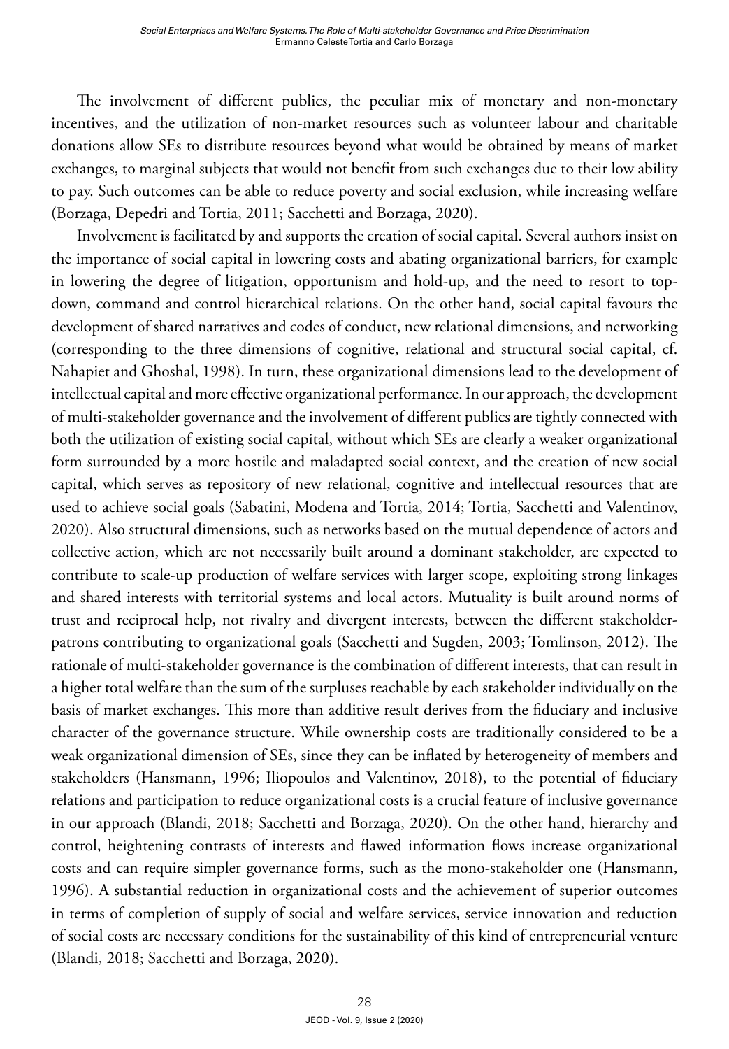The involvement of different publics, the peculiar mix of monetary and non-monetary incentives, and the utilization of non-market resources such as volunteer labour and charitable donations allow SEs to distribute resources beyond what would be obtained by means of market exchanges, to marginal subjects that would not benefit from such exchanges due to their low ability to pay. Such outcomes can be able to reduce poverty and social exclusion, while increasing welfare (Borzaga, Depedri and Tortia, 2011; Sacchetti and Borzaga, 2020).

Involvement is facilitated by and supports the creation of social capital. Several authors insist on the importance of social capital in lowering costs and abating organizational barriers, for example in lowering the degree of litigation, opportunism and hold-up, and the need to resort to top-down, command and control hierarchical relations. On the other hand, social capital favours the development of shared narratives and codes of conduct, new relational dimensions, and networking (corresponding to the three dimensions of cognitive, relational and structural social capital, cf. Nahapiet and Ghoshal, 1998). In turn, these organizational dimensions lead to the development of intellectual capital and more effective organizational performance. In our approach, the development of multi-stakeholder governance and the involvement of different publics are tightly connected with both the utilization of existing social capital, without which SEs are clearly a weaker organizational form surrounded by a more hostile and maladapted social context, and the creation of new social capital, which serves as repository of new relational, cognitive and intellectual resources that are used to achieve social goals (Sabatini, Modena and Tortia, 2014; Tortia, Sacchetti and Valentinov, 2020). Also structural dimensions, such as networks based on the mutual dependence of actors and collective action, which are not necessarily built around a dominant stakeholder, are expected to contribute to scale-up production of welfare services with larger scope, exploiting strong linkages and shared interests with territorial systems and local actors. Mutuality is built around norms of trust and reciprocal help, not rivalry and divergent interests, between the different stakeholder-patrons contributing to organizational goals (Sacchetti and Sugden, 2003; Tomlinson, 2012). The rationale of multi-stakeholder governance is the combination of different interests, that can result in a higher total welfare than the sum of the surpluses reachable by each stakeholder individually on the basis of market exchanges. This more than additive result derives from the fiduciary and inclusive character of the governance structure. While ownership costs are traditionally considered to be a weak organizational dimension of SEs, since they can be inflated by heterogeneity of members and stakeholders (Hansmann, 1996; Iliopoulos and Valentinov, 2018), to the potential of fiduciary relations and participation to reduce organizational costs is a crucial feature of inclusive governance in our approach (Blandi, 2018; Sacchetti and Borzaga, 2020). On the other hand, hierarchy and control, heightening contrasts of interests and flawed information flows increase organizational costs and can require simpler governance forms, such as the mono-stakeholder one (Hansmann, 1996). A substantial reduction in organizational costs and the achievement of superior outcomes in terms of completion of supply of social and welfare services, service innovation and reduction of social costs are necessary conditions for the sustainability of this kind of entrepreneurial venture (Blandi, 2018; Sacchetti and Borzaga, 2020).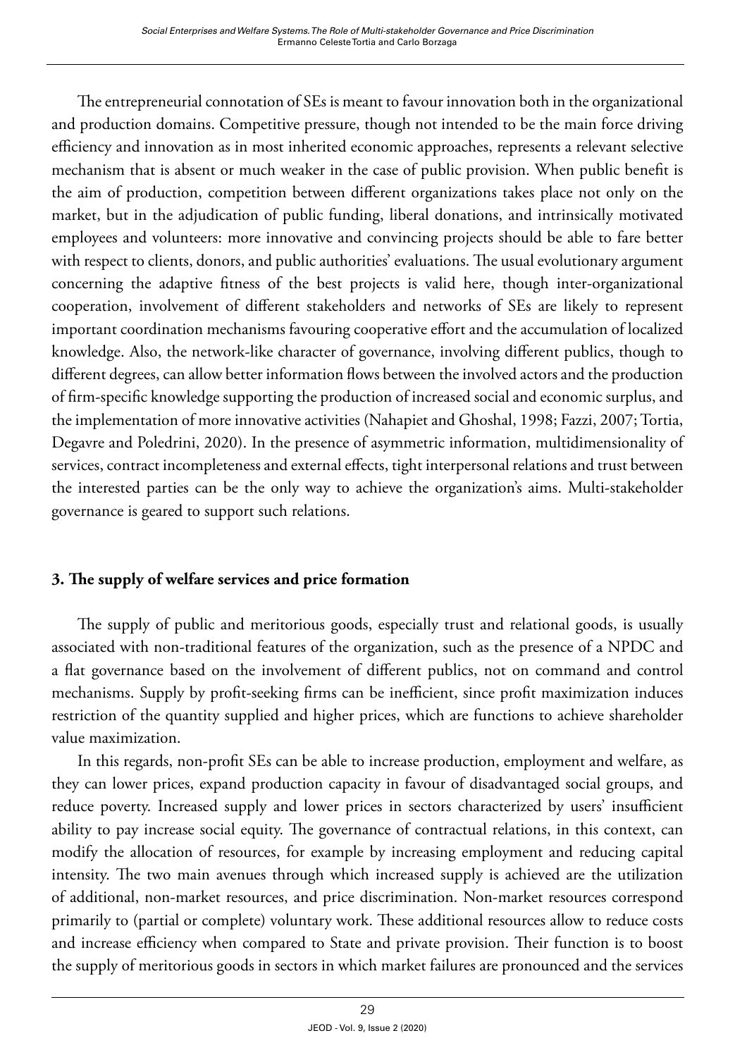The entrepreneurial connotation of SEs is meant to favour innovation both in the organizational and production domains. Competitive pressure, though not intended to be the main force driving efficiency and innovation as in most inherited economic approaches, represents a relevant selective mechanism that is absent or much weaker in the case of public provision. When public benefit is the aim of production, competition between different organizations takes place not only on the market, but in the adjudication of public funding, liberal donations, and intrinsically motivated employees and volunteers: more innovative and convincing projects should be able to fare better with respect to clients, donors, and public authorities' evaluations. The usual evolutionary argument concerning the adaptive fitness of the best projects is valid here, though inter-organizational cooperation, involvement of different stakeholders and networks of SEs are likely to represent important coordination mechanisms favouring cooperative effort and the accumulation of localized knowledge. Also, the network-like character of governance, involving different publics, though to different degrees, can allow better information flows between the involved actors and the production of firm-specific knowledge supporting the production of increased social and economic surplus, and the implementation of more innovative activities (Nahapiet and Ghoshal, 1998; Fazzi, 2007; Tortia, Degavre and Poledrini, 2020). In the presence of asymmetric information, multidimensionality of services, contract incompleteness and external effects, tight interpersonal relations and trust between the interested parties can be the only way to achieve the organization's aims. Multi-stakeholder governance is geared to support such relations.

## 3. The supply of welfare services and price formation

The supply of public and meritorious goods, especially trust and relational goods, is usually associated with non-traditional features of the organization, such as the presence of a NPDC and a flat governance based on the involvement of different publics, not on command and control mechanisms. Supply by profit-seeking firms can be inefficient, since profit maximization induces restriction of the quantity supplied and higher prices, which are functions to achieve shareholder value maximization.

In this regards, non-profit SEs can be able to increase production, employment and welfare, as they can lower prices, expand production capacity in favour of disadvantaged social groups, and reduce poverty. Increased supply and lower prices in sectors characterized by users' insufficient ability to pay increase social equity. The governance of contractual relations, in this context, can modify the allocation of resources, for example by increasing employment and reducing capital intensity. The two main avenues through which increased supply is achieved are the utilization of additional, non-market resources, and price discrimination. Non-market resources correspond primarily to (partial or complete) voluntary work. These additional resources allow to reduce costs and increase efficiency when compared to State and private provision. Their function is to boost the supply of meritorious goods in sectors in which market failures are pronounced and the services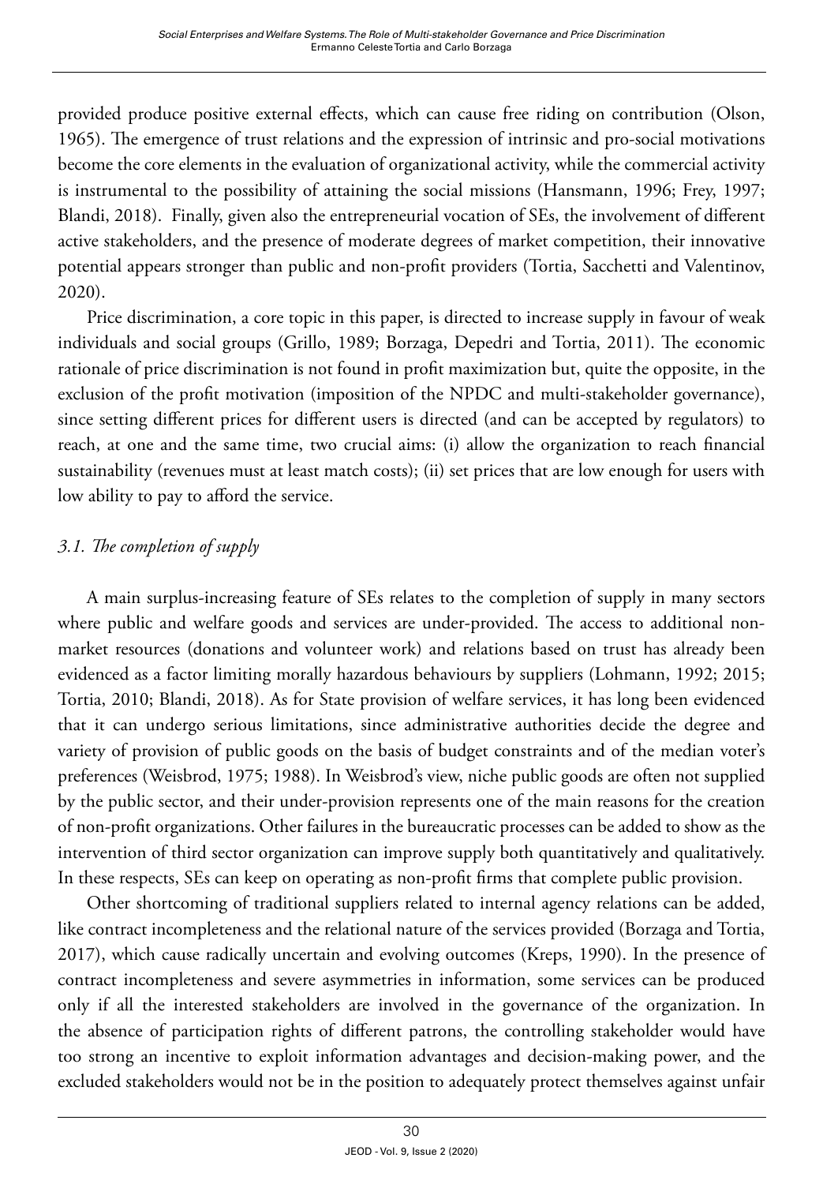provided produce positive external effects, which can cause free riding on contribution (Olson, 1965). The emergence of trust relations and the expression of intrinsic and pro-social motivations become the core elements in the evaluation of organizational activity, while the commercial activity is instrumental to the possibility of attaining the social missions (Hansmann, 1996; Frey, 1997; Blandi, 2018). Finally, given also the entrepreneurial vocation of SEs, the involvement of different active stakeholders, and the presence of moderate degrees of market competition, their innovative potential appears stronger than public and non-profit providers (Tortia, Sacchetti and Valentinov, 2020).

Price discrimination, a core topic in this paper, is directed to increase supply in favour of weak individuals and social groups (Grillo, 1989; Borzaga, Depedri and Tortia, 2011). The economic rationale of price discrimination is not found in profit maximization but, quite the opposite, in the exclusion of the profit motivation (imposition of the NPDC and multi-stakeholder governance), since setting different prices for different users is directed (and can be accepted by regulators) to reach, at one and the same time, two crucial aims: (i) allow the organization to reach financial sustainability (revenues must at least match costs); (ii) set prices that are low enough for users with low ability to pay to afford the service.

### *3.1. The completion of supply*

A main surplus-increasing feature of SEs relates to the completion of supply in many sectors where public and welfare goods and services are under-provided. The access to additional non-market resources (donations and volunteer work) and relations based on trust has already been evidenced as a factor limiting morally hazardous behaviours by suppliers (Lohmann, 1992; 2015; Tortia, 2010; Blandi, 2018). As for State provision of welfare services, it has long been evidenced that it can undergo serious limitations, since administrative authorities decide the degree and variety of provision of public goods on the basis of budget constraints and of the median voter's preferences (Weisbrod, 1975; 1988). In Weisbrod's view, niche public goods are often not supplied by the public sector, and their under-provision represents one of the main reasons for the creation of non-profit organizations. Other failures in the bureaucratic processes can be added to show as the intervention of third sector organization can improve supply both quantitatively and qualitatively. In these respects, SEs can keep on operating as non-profit firms that complete public provision.

Other shortcoming of traditional suppliers related to internal agency relations can be added, like contract incompleteness and the relational nature of the services provided (Borzaga and Tortia, 2017), which cause radically uncertain and evolving outcomes (Kreps, 1990). In the presence of contract incompleteness and severe asymmetries in information, some services can be produced only if all the interested stakeholders are involved in the governance of the organization. In the absence of participation rights of different patrons, the controlling stakeholder would have too strong an incentive to exploit information advantages and decision-making power, and the excluded stakeholders would not be in the position to adequately protect themselves against unfair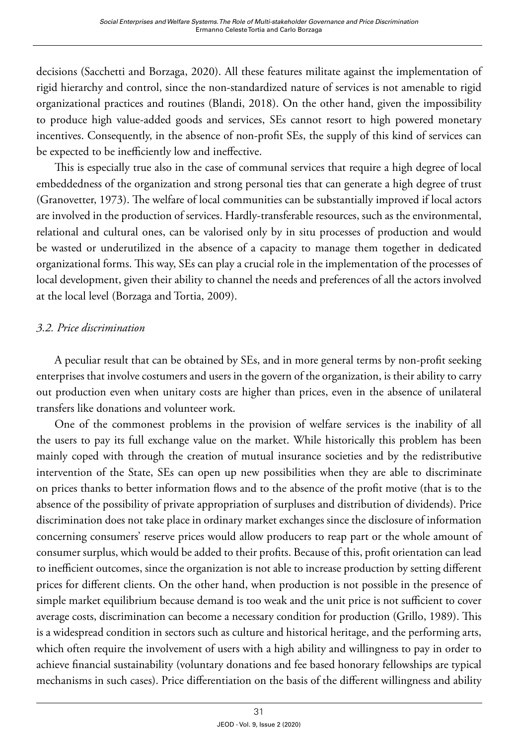decisions (Sacchetti and Borzaga, 2020). All these features militate against the implementation of rigid hierarchy and control, since the non-standardized nature of services is not amenable to rigid organizational practices and routines (Blandi, 2018). On the other hand, given the impossibility to produce high value-added goods and services, SEs cannot resort to high powered monetary incentives. Consequently, in the absence of non-profit SEs, the supply of this kind of services can be expected to be inefficiently low and ineffective.

This is especially true also in the case of communal services that require a high degree of local embeddedness of the organization and strong personal ties that can generate a high degree of trust (Granovetter, 1973). The welfare of local communities can be substantially improved if local actors are involved in the production of services. Hardly-transferable resources, such as the environmental, relational and cultural ones, can be valorised only by in situ processes of production and would be wasted or underutilized in the absence of a capacity to manage them together in dedicated organizational forms. This way, SEs can play a crucial role in the implementation of the processes of local development, given their ability to channel the needs and preferences of all the actors involved at the local level (Borzaga and Tortia, 2009).

### *3.2. Price discrimination*

A peculiar result that can be obtained by SEs, and in more general terms by non-profit seeking enterprises that involve costumers and users in the govern of the organization, is their ability to carry out production even when unitary costs are higher than prices, even in the absence of unilateral transfers like donations and volunteer work.

One of the commonest problems in the provision of welfare services is the inability of all the users to pay its full exchange value on the market. While historically this problem has been mainly coped with through the creation of mutual insurance societies and by the redistributive intervention of the State, SEs can open up new possibilities when they are able to discriminate on prices thanks to better information flows and to the absence of the profit motive (that is to the absence of the possibility of private appropriation of surpluses and distribution of dividends). Price discrimination does not take place in ordinary market exchanges since the disclosure of information concerning consumers' reserve prices would allow producers to reap part or the whole amount of consumer surplus, which would be added to their profits. Because of this, profit orientation can lead to inefficient outcomes, since the organization is not able to increase production by setting different prices for different clients. On the other hand, when production is not possible in the presence of simple market equilibrium because demand is too weak and the unit price is not sufficient to cover average costs, discrimination can become a necessary condition for production (Grillo, 1989). This is a widespread condition in sectors such as culture and historical heritage, and the performing arts, which often require the involvement of users with a high ability and willingness to pay in order to achieve financial sustainability (voluntary donations and fee based honorary fellowships are typical mechanisms in such cases). Price differentiation on the basis of the different willingness and ability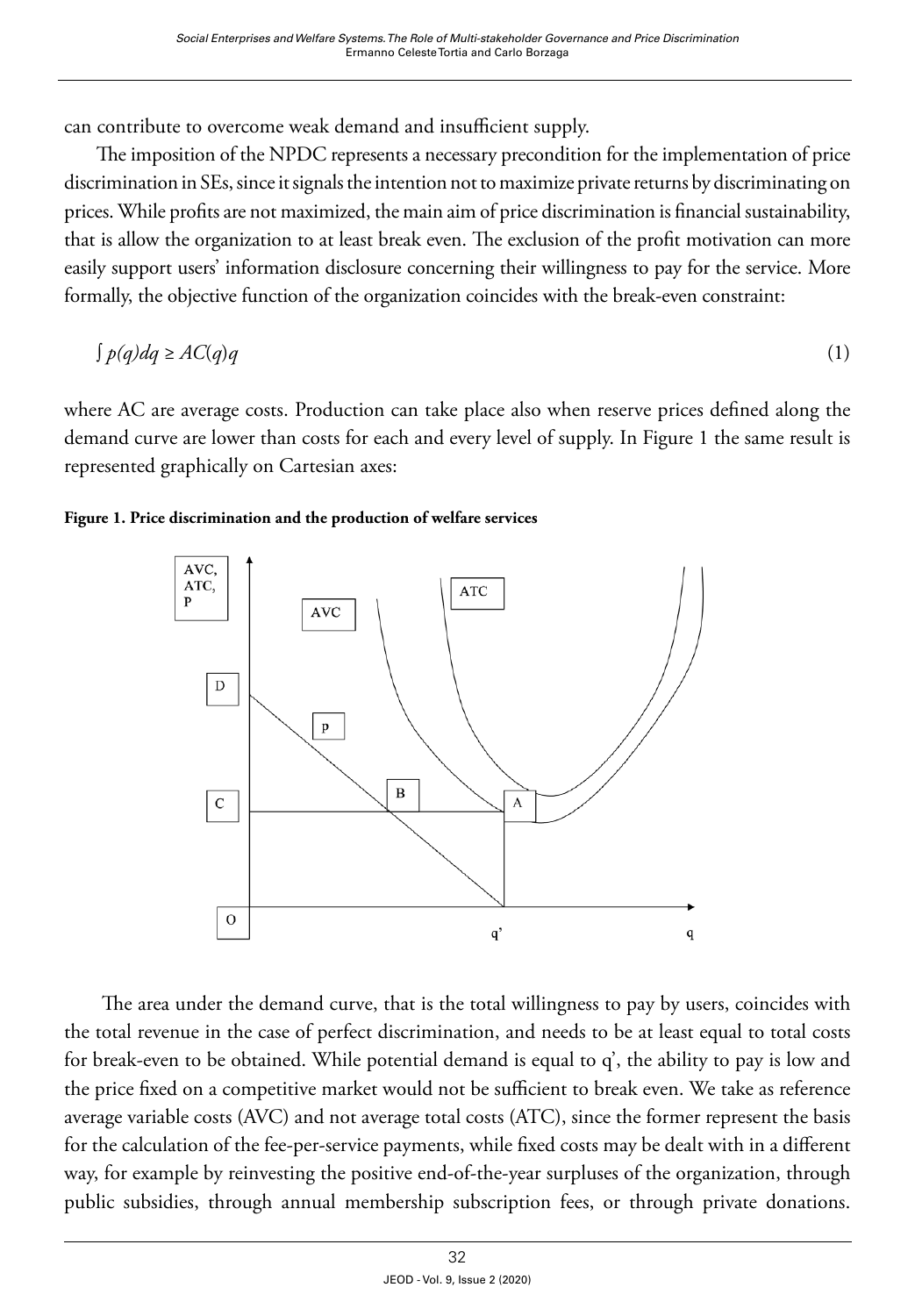can contribute to overcome weak demand and insufficient supply.

The imposition of the NPDC represents a necessary precondition for the implementation of price discrimination in SEs, since it signals the intention not to maximize private returns by discriminating on prices. While profits are not maximized, the main aim of price discrimination is financial sustainability, that is allow the organization to at least break even. The exclusion of the profit motivation can more easily support users' information disclosure concerning their willingness to pay for the service. More formally, the objective function of the organization coincides with the break-even constraint:

$$\int p(q)dq \geq AC(q)q \tag{1}$$

where AC are average costs. Production can take place also when reserve prices defined along the demand curve are lower than costs for each and every level of supply. In Figure 1 the same result is represented graphically on Cartesian axes:

**Figure 1. Price discrimination and the production of welfare services**

The area under the demand curve, that is the total willingness to pay by users, coincides with the total revenue in the case of perfect discrimination, and needs to be at least equal to total costs for break-even to be obtained. While potential demand is equal to q', the ability to pay is low and the price fixed on a competitive market would not be sufficient to break even. We take as reference average variable costs (AVC) and not average total costs (ATC), since the former represent the basis for the calculation of the fee-per-service payments, while fixed costs may be dealt with in a different way, for example by reinvesting the positive end-of-the-year surpluses of the organization, through public subsidies, through annual membership subscription fees, or through private donations.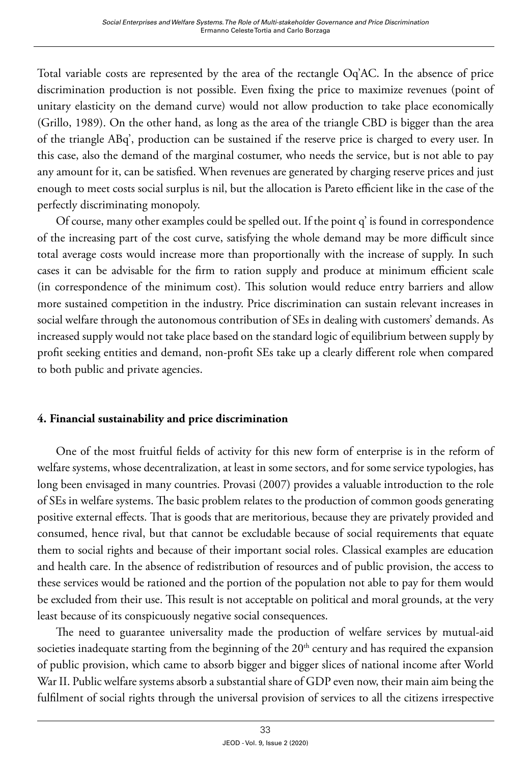Total variable costs are represented by the area of the rectangle Oq'AC. In the absence of price discrimination production is not possible. Even fixing the price to maximize revenues (point of unitary elasticity on the demand curve) would not allow production to take place economically (Grillo, 1989). On the other hand, as long as the area of the triangle CBD is bigger than the area of the triangle ABq', production can be sustained if the reserve price is charged to every user. In this case, also the demand of the marginal costumer, who needs the service, but is not able to pay any amount for it, can be satisfied. When revenues are generated by charging reserve prices and just enough to meet costs social surplus is nil, but the allocation is Pareto efficient like in the case of the perfectly discriminating monopoly.

Of course, many other examples could be spelled out. If the point q' is found in correspondence of the increasing part of the cost curve, satisfying the whole demand may be more difficult since total average costs would increase more than proportionally with the increase of supply. In such cases it can be advisable for the firm to ration supply and produce at minimum efficient scale (in correspondence of the minimum cost). This solution would reduce entry barriers and allow more sustained competition in the industry. Price discrimination can sustain relevant increases in social welfare through the autonomous contribution of SEs in dealing with customers' demands. As increased supply would not take place based on the standard logic of equilibrium between supply by profit seeking entities and demand, non-profit SEs take up a clearly different role when compared to both public and private agencies.

## 4. Financial sustainability and price discrimination

One of the most fruitful fields of activity for this new form of enterprise is in the reform of welfare systems, whose decentralization, at least in some sectors, and for some service typologies, has long been envisaged in many countries. Provasi (2007) provides a valuable introduction to the role of SEs in welfare systems. The basic problem relates to the production of common goods generating positive external effects. That is goods that are meritorious, because they are privately provided and consumed, hence rival, but that cannot be excludable because of social requirements that equate them to social rights and because of their important social roles. Classical examples are education and health care. In the absence of redistribution of resources and of public provision, the access to these services would be rationed and the portion of the population not able to pay for them would be excluded from their use. This result is not acceptable on political and moral grounds, at the very least because of its conspicuously negative social consequences.

The need to guarantee universality made the production of welfare services by mutual-aid societies inadequate starting from the beginning of the 20th century and has required the expansion of public provision, which came to absorb bigger and bigger slices of national income after World War II. Public welfare systems absorb a substantial share of GDP even now, their main aim being the fulfilment of social rights through the universal provision of services to all the citizens irrespective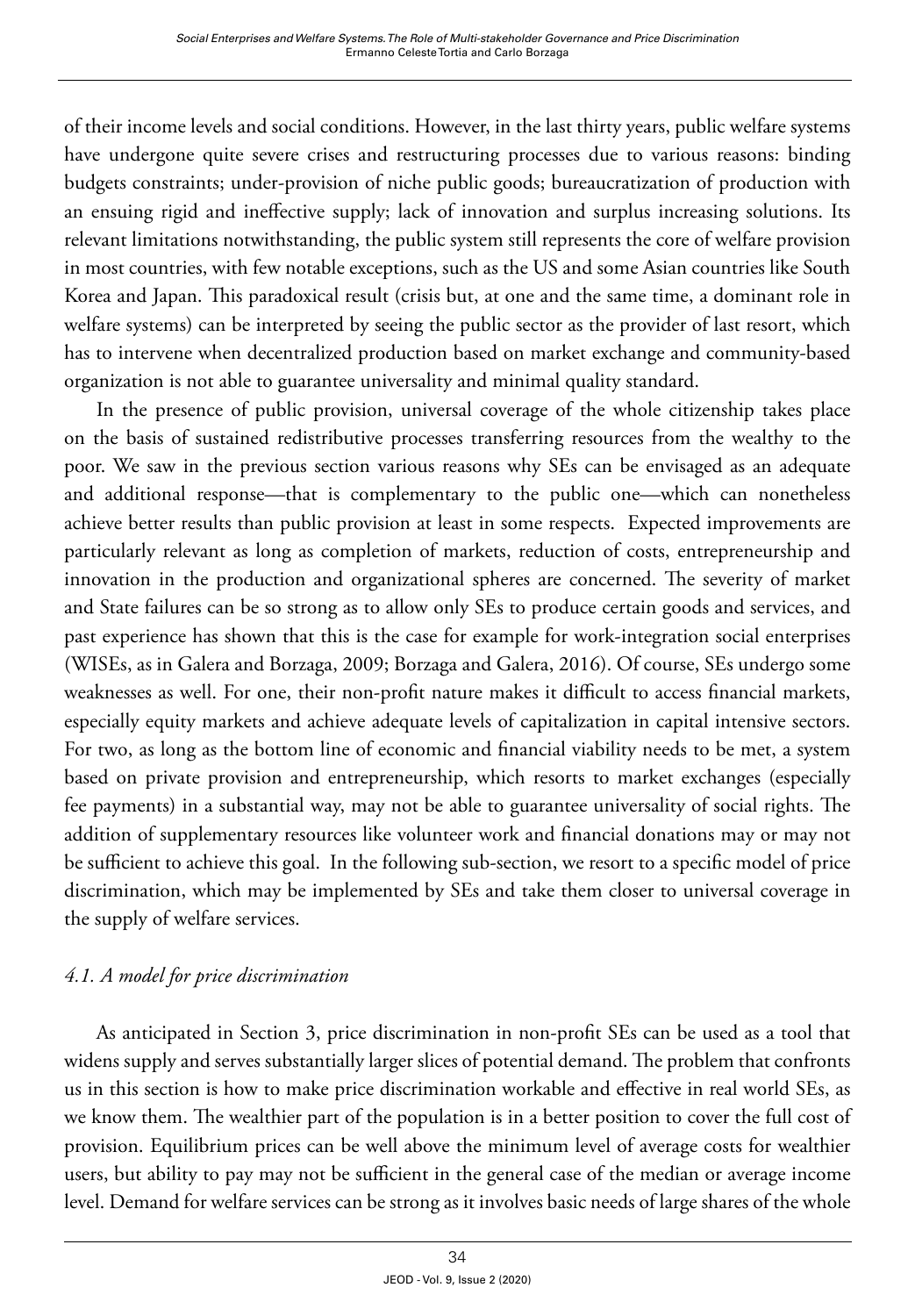of their income levels and social conditions. However, in the last thirty years, public welfare systems have undergone quite severe crises and restructuring processes due to various reasons: binding budgets constraints; under-provision of niche public goods; bureaucratization of production with an ensuing rigid and ineffective supply; lack of innovation and surplus increasing solutions. Its relevant limitations notwithstanding, the public system still represents the core of welfare provision in most countries, with few notable exceptions, such as the US and some Asian countries like South Korea and Japan. This paradoxical result (crisis but, at one and the same time, a dominant role in welfare systems) can be interpreted by seeing the public sector as the provider of last resort, which has to intervene when decentralized production based on market exchange and community-based organization is not able to guarantee universality and minimal quality standard.

In the presence of public provision, universal coverage of the whole citizenship takes place on the basis of sustained redistributive processes transferring resources from the wealthy to the poor. We saw in the previous section various reasons why SEs can be envisaged as an adequate and additional response—that is complementary to the public one—which can nonetheless achieve better results than public provision at least in some respects. Expected improvements are particularly relevant as long as completion of markets, reduction of costs, entrepreneurship and innovation in the production and organizational spheres are concerned. The severity of market and State failures can be so strong as to allow only SEs to produce certain goods and services, and past experience has shown that this is the case for example for work-integration social enterprises (WISEs, as in Galera and Borzaga, 2009; Borzaga and Galera, 2016). Of course, SEs undergo some weaknesses as well. For one, their non-profit nature makes it difficult to access financial markets, especially equity markets and achieve adequate levels of capitalization in capital intensive sectors. For two, as long as the bottom line of economic and financial viability needs to be met, a system based on private provision and entrepreneurship, which resorts to market exchanges (especially fee payments) in a substantial way, may not be able to guarantee universality of social rights. The addition of supplementary resources like volunteer work and financial donations may or may not be sufficient to achieve this goal. In the following sub-section, we resort to a specific model of price discrimination, which may be implemented by SEs and take them closer to universal coverage in the supply of welfare services.

### *4.1. A model for price discrimination*

As anticipated in Section 3, price discrimination in non-profit SEs can be used as a tool that widens supply and serves substantially larger slices of potential demand. The problem that confronts us in this section is how to make price discrimination workable and effective in real world SEs, as we know them. The wealthier part of the population is in a better position to cover the full cost of provision. Equilibrium prices can be well above the minimum level of average costs for wealthier users, but ability to pay may not be sufficient in the general case of the median or average income level. Demand for welfare services can be strong as it involves basic needs of large shares of the whole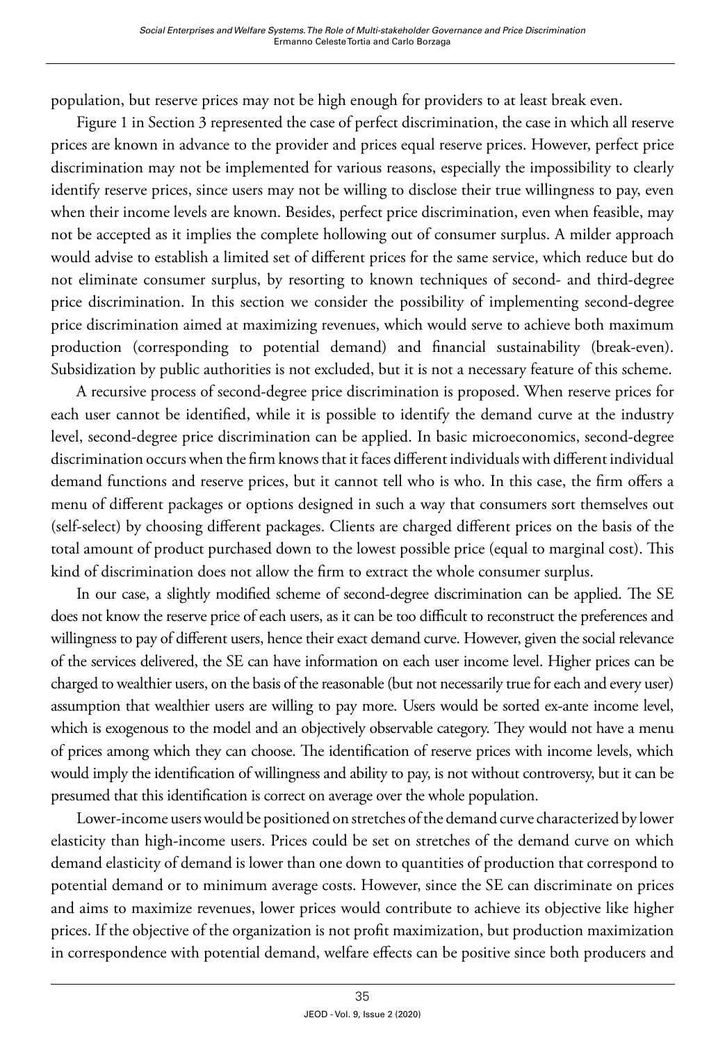population, but reserve prices may not be high enough for providers to at least break even.

Figure 1 in Section 3 represented the case of perfect discrimination, the case in which all reserve prices are known in advance to the provider and prices equal reserve prices. However, perfect price discrimination may not be implemented for various reasons, especially the impossibility to clearly identify reserve prices, since users may not be willing to disclose their true willingness to pay, even when their income levels are known. Besides, perfect price discrimination, even when feasible, may not be accepted as it implies the complete hollowing out of consumer surplus. A milder approach would advise to establish a limited set of different prices for the same service, which reduce but do not eliminate consumer surplus, by resorting to known techniques of second- and third-degree price discrimination. In this section we consider the possibility of implementing second-degree price discrimination aimed at maximizing revenues, which would serve to achieve both maximum production (corresponding to potential demand) and financial sustainability (break-even). Subsidization by public authorities is not excluded, but it is not a necessary feature of this scheme.

A recursive process of second-degree price discrimination is proposed. When reserve prices for each user cannot be identified, while it is possible to identify the demand curve at the industry level, second-degree price discrimination can be applied. In basic microeconomics, second-degree discrimination occurs when the firm knows that it faces different individuals with different individual demand functions and reserve prices, but it cannot tell who is who. In this case, the firm offers a menu of different packages or options designed in such a way that consumers sort themselves out (self-select) by choosing different packages. Clients are charged different prices on the basis of the total amount of product purchased down to the lowest possible price (equal to marginal cost). This kind of discrimination does not allow the firm to extract the whole consumer surplus.

In our case, a slightly modified scheme of second-degree discrimination can be applied. The SE does not know the reserve price of each users, as it can be too difficult to reconstruct the preferences and willingness to pay of different users, hence their exact demand curve. However, given the social relevance of the services delivered, the SE can have information on each user income level. Higher prices can be charged to wealthier users, on the basis of the reasonable (but not necessarily true for each and every user) assumption that wealthier users are willing to pay more. Users would be sorted ex-ante income level, which is exogenous to the model and an objectively observable category. They would not have a menu of prices among which they can choose. The identification of reserve prices with income levels, which would imply the identification of willingness and ability to pay, is not without controversy, but it can be presumed that this identification is correct on average over the whole population.

Lower-income users would be positioned on stretches of the demand curve characterized by lower elasticity than high-income users. Prices could be set on stretches of the demand curve on which demand elasticity of demand is lower than one down to quantities of production that correspond to potential demand or to minimum average costs. However, since the SE can discriminate on prices and aims to maximize revenues, lower prices would contribute to achieve its objective like higher prices. If the objective of the organization is not profit maximization, but production maximization in correspondence with potential demand, welfare effects can be positive since both producers and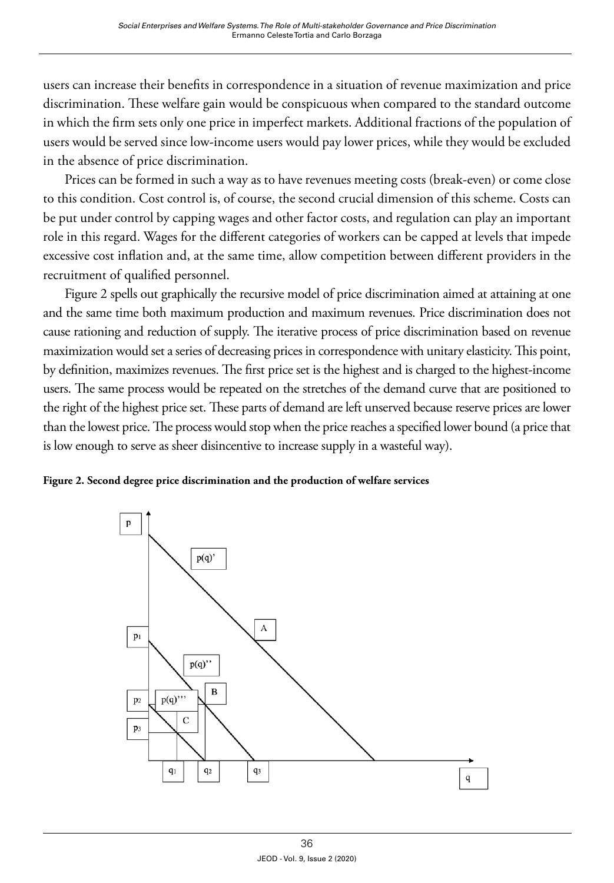users can increase their benefits in correspondence in a situation of revenue maximization and price discrimination. These welfare gain would be conspicuous when compared to the standard outcome in which the firm sets only one price in imperfect markets. Additional fractions of the population of users would be served since low-income users would pay lower prices, while they would be excluded in the absence of price discrimination.

Prices can be formed in such a way as to have revenues meeting costs (break-even) or come close to this condition. Cost control is, of course, the second crucial dimension of this scheme. Costs can be put under control by capping wages and other factor costs, and regulation can play an important role in this regard. Wages for the different categories of workers can be capped at levels that impede excessive cost inflation and, at the same time, allow competition between different providers in the recruitment of qualified personnel.

Figure 2 spells out graphically the recursive model of price discrimination aimed at attaining at one and the same time both maximum production and maximum revenues. Price discrimination does not cause rationing and reduction of supply. The iterative process of price discrimination based on revenue maximization would set a series of decreasing prices in correspondence with unitary elasticity. This point, by definition, maximizes revenues. The first price set is the highest and is charged to the highest-income users. The same process would be repeated on the stretches of the demand curve that are positioned to the right of the highest price set. These parts of demand are left unserved because reserve prices are lower than the lowest price. The process would stop when the price reaches a specified lower bound (a price that is low enough to serve as sheer disincentive to increase supply in a wasteful way).

**Figure 2. Second degree price discrimination and the production of welfare services**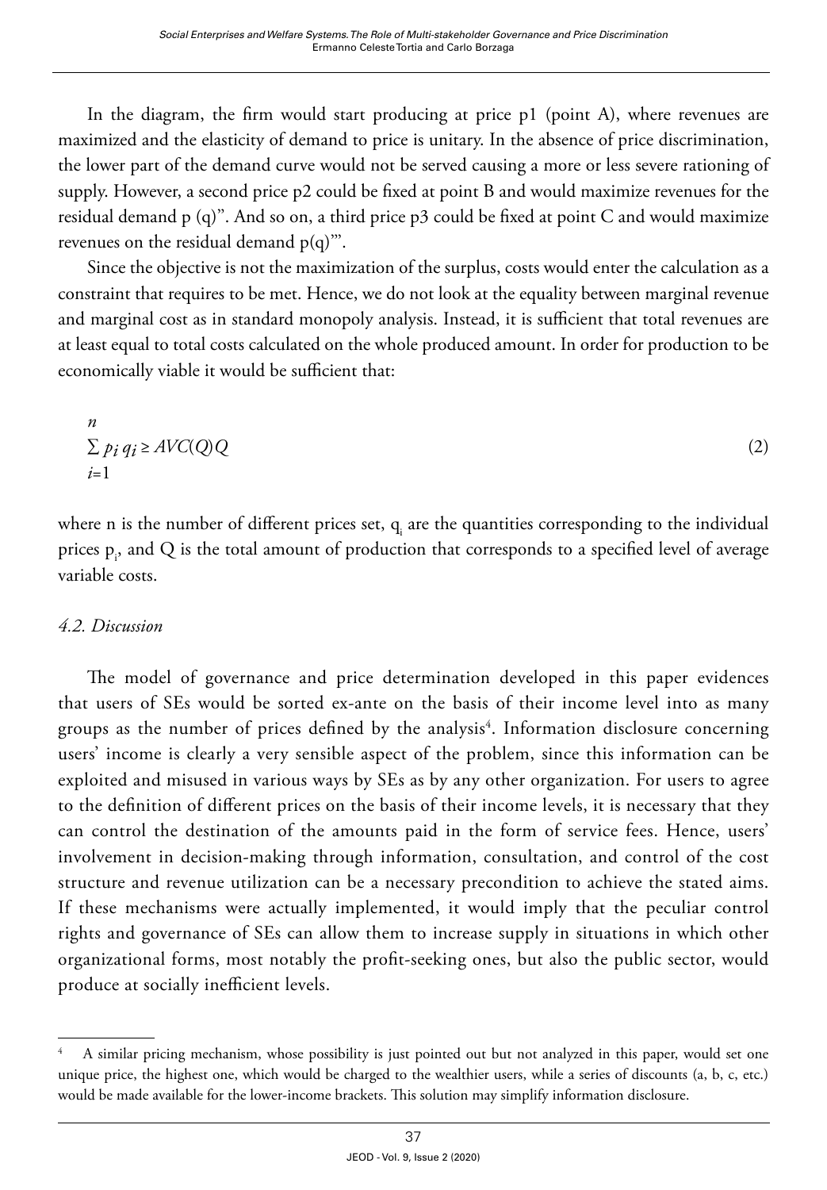In the diagram, the firm would start producing at price p1 (point A), where revenues are maximized and the elasticity of demand to price is unitary. In the absence of price discrimination, the lower part of the demand curve would not be served causing a more or less severe rationing of supply. However, a second price p2 could be fixed at point B and would maximize revenues for the residual demand p (q)''. And so on, a third price p3 could be fixed at point C and would maximize revenues on the residual demand p(q)'''.

Since the objective is not the maximization of the surplus, costs would enter the calculation as a constraint that requires to be met. Hence, we do not look at the equality between marginal revenue and marginal cost as in standard monopoly analysis. Instead, it is sufficient that total revenues are at least equal to total costs calculated on the whole produced amount. In order for production to be economically viable it would be sufficient that:

$$\sum_{i=1}^{n} p_i q_i \geq AVC(Q)Q \tag{2}$$

where n is the number of different prices set, $q_i$ are the quantities corresponding to the individual prices $p_i$, and Q is the total amount of production that corresponds to a specified level of average variable costs.

### *4.2. Discussion*

The model of governance and price determination developed in this paper evidences that users of SEs would be sorted ex-ante on the basis of their income level into as many groups as the number of prices defined by the analysis[4]. Information disclosure concerning users' income is clearly a very sensible aspect of the problem, since this information can be exploited and misused in various ways by SEs as by any other organization. For users to agree to the definition of different prices on the basis of their income levels, it is necessary that they can control the destination of the amounts paid in the form of service fees. Hence, users' involvement in decision-making through information, consultation, and control of the cost structure and revenue utilization can be a necessary precondition to achieve the stated aims. If these mechanisms were actually implemented, it would imply that the peculiar control rights and governance of SEs can allow them to increase supply in situations in which other organizational forms, most notably the profit-seeking ones, but also the public sector, would produce at socially inefficient levels.

---

[4] A similar pricing mechanism, whose possibility is just pointed out but not analyzed in this paper, would set one unique price, the highest one, which would be charged to the wealthier users, while a series of discounts (a, b, c, etc.) would be made available for the lower-income brackets. This solution may simplify information disclosure.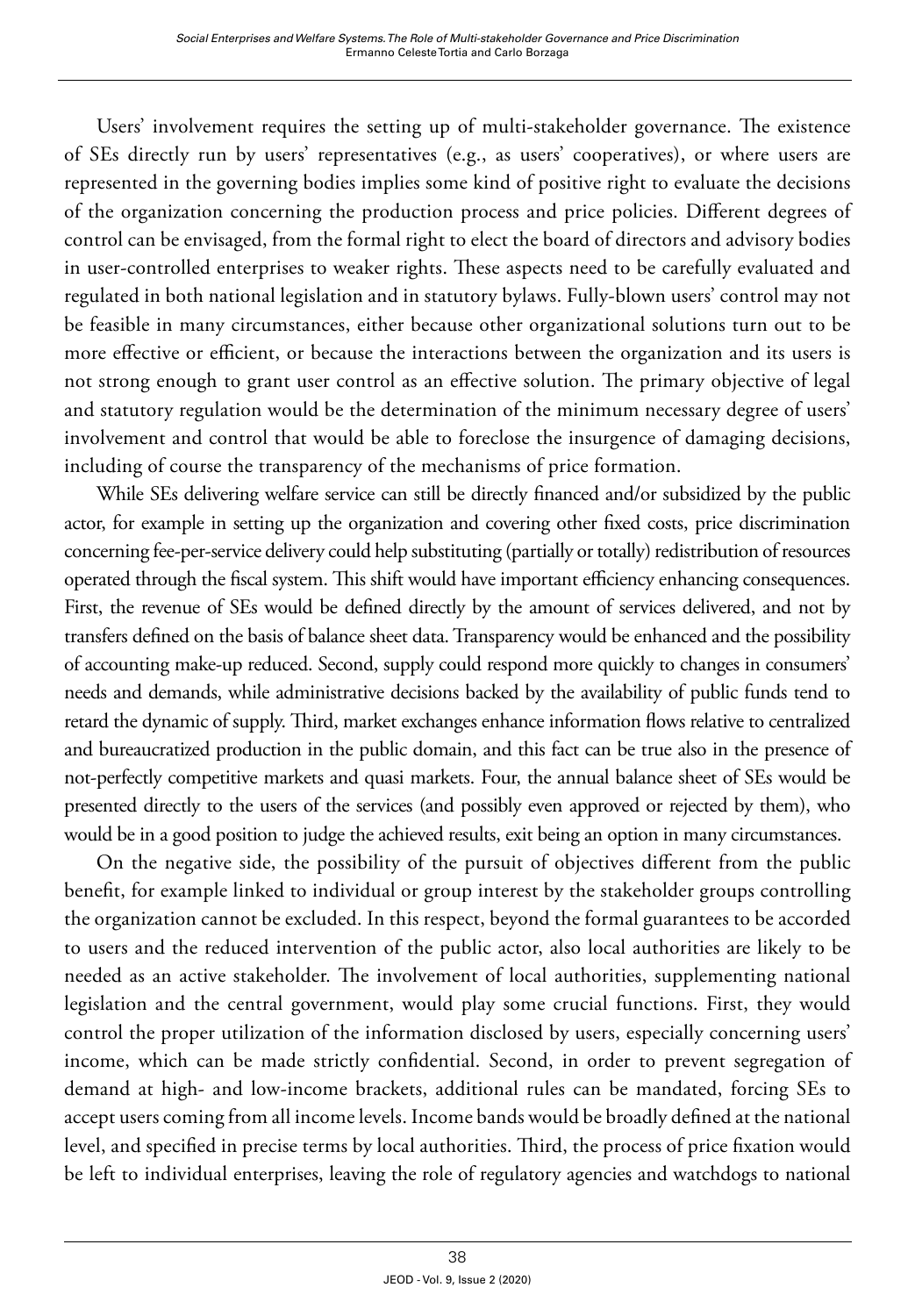Users' involvement requires the setting up of multi-stakeholder governance. The existence of SEs directly run by users' representatives (e.g., as users' cooperatives), or where users are represented in the governing bodies implies some kind of positive right to evaluate the decisions of the organization concerning the production process and price policies. Different degrees of control can be envisaged, from the formal right to elect the board of directors and advisory bodies in user-controlled enterprises to weaker rights. These aspects need to be carefully evaluated and regulated in both national legislation and in statutory bylaws. Fully-blown users' control may not be feasible in many circumstances, either because other organizational solutions turn out to be more effective or efficient, or because the interactions between the organization and its users is not strong enough to grant user control as an effective solution. The primary objective of legal and statutory regulation would be the determination of the minimum necessary degree of users' involvement and control that would be able to foreclose the insurgence of damaging decisions, including of course the transparency of the mechanisms of price formation.

While SEs delivering welfare service can still be directly financed and/or subsidized by the public actor, for example in setting up the organization and covering other fixed costs, price discrimination concerning fee-per-service delivery could help substituting (partially or totally) redistribution of resources operated through the fiscal system. This shift would have important efficiency enhancing consequences. First, the revenue of SEs would be defined directly by the amount of services delivered, and not by transfers defined on the basis of balance sheet data. Transparency would be enhanced and the possibility of accounting make-up reduced. Second, supply could respond more quickly to changes in consumers' needs and demands, while administrative decisions backed by the availability of public funds tend to retard the dynamic of supply. Third, market exchanges enhance information flows relative to centralized and bureaucratized production in the public domain, and this fact can be true also in the presence of not-perfectly competitive markets and quasi markets. Four, the annual balance sheet of SEs would be presented directly to the users of the services (and possibly even approved or rejected by them), who would be in a good position to judge the achieved results, exit being an option in many circumstances.

On the negative side, the possibility of the pursuit of objectives different from the public benefit, for example linked to individual or group interest by the stakeholder groups controlling the organization cannot be excluded. In this respect, beyond the formal guarantees to be accorded to users and the reduced intervention of the public actor, also local authorities are likely to be needed as an active stakeholder. The involvement of local authorities, supplementing national legislation and the central government, would play some crucial functions. First, they would control the proper utilization of the information disclosed by users, especially concerning users' income, which can be made strictly confidential. Second, in order to prevent segregation of demand at high- and low-income brackets, additional rules can be mandated, forcing SEs to accept users coming from all income levels. Income bands would be broadly defined at the national level, and specified in precise terms by local authorities. Third, the process of price fixation would be left to individual enterprises, leaving the role of regulatory agencies and watchdogs to national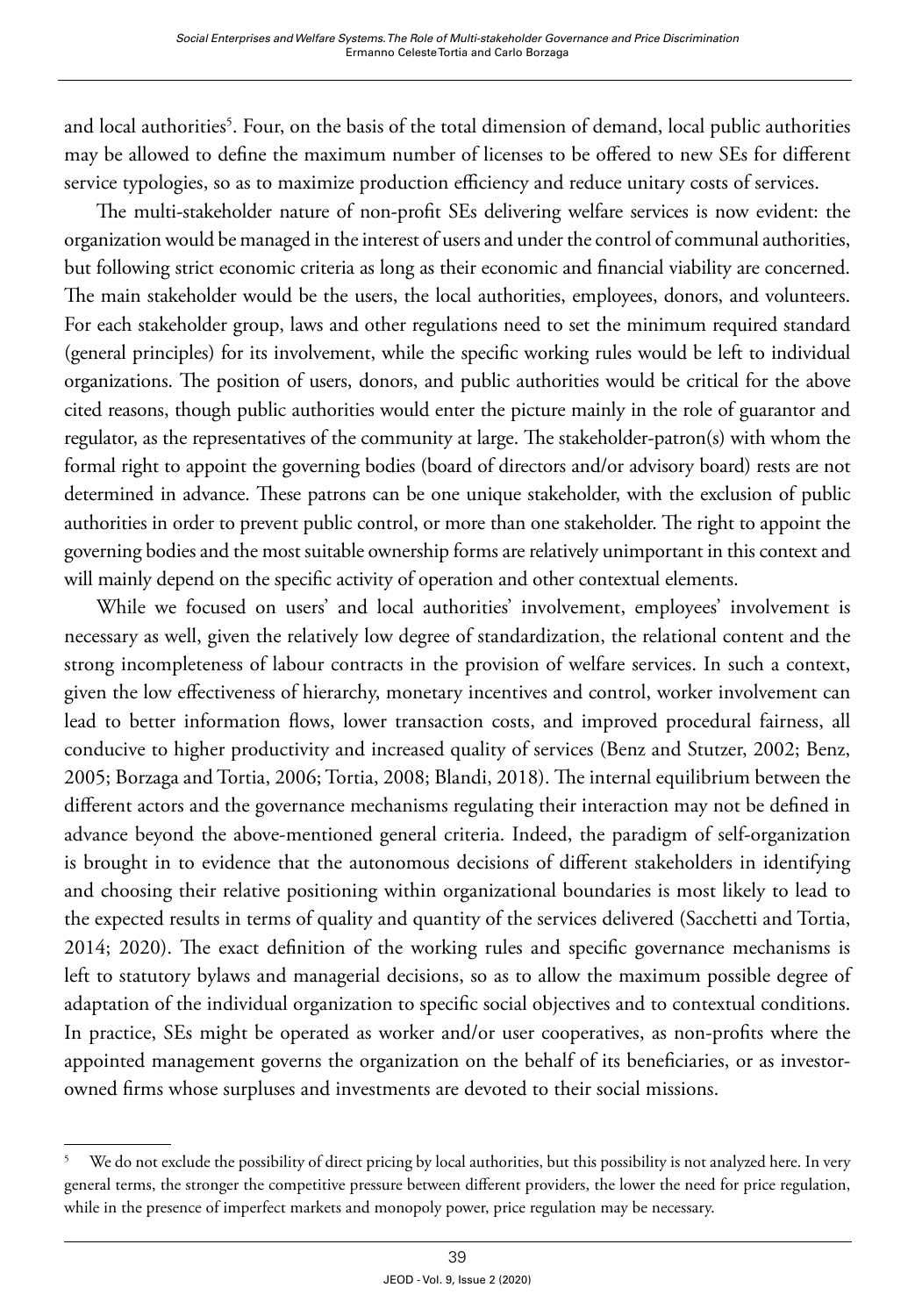and local authorities[5]. Four, on the basis of the total dimension of demand, local public authorities may be allowed to define the maximum number of licenses to be offered to new SEs for different service typologies, so as to maximize production efficiency and reduce unitary costs of services.

The multi-stakeholder nature of non-profit SEs delivering welfare services is now evident: the organization would be managed in the interest of users and under the control of communal authorities, but following strict economic criteria as long as their economic and financial viability are concerned. The main stakeholder would be the users, the local authorities, employees, donors, and volunteers. For each stakeholder group, laws and other regulations need to set the minimum required standard (general principles) for its involvement, while the specific working rules would be left to individual organizations. The position of users, donors, and public authorities would be critical for the above cited reasons, though public authorities would enter the picture mainly in the role of guarantor and regulator, as the representatives of the community at large. The stakeholder-patron(s) with whom the formal right to appoint the governing bodies (board of directors and/or advisory board) rests are not determined in advance. These patrons can be one unique stakeholder, with the exclusion of public authorities in order to prevent public control, or more than one stakeholder. The right to appoint the governing bodies and the most suitable ownership forms are relatively unimportant in this context and will mainly depend on the specific activity of operation and other contextual elements.

While we focused on users' and local authorities' involvement, employees' involvement is necessary as well, given the relatively low degree of standardization, the relational content and the strong incompleteness of labour contracts in the provision of welfare services. In such a context, given the low effectiveness of hierarchy, monetary incentives and control, worker involvement can lead to better information flows, lower transaction costs, and improved procedural fairness, all conducive to higher productivity and increased quality of services (Benz and Stutzer, 2002; Benz, 2005; Borzaga and Tortia, 2006; Tortia, 2008; Blandi, 2018). The internal equilibrium between the different actors and the governance mechanisms regulating their interaction may not be defined in advance beyond the above-mentioned general criteria. Indeed, the paradigm of self-organization is brought in to evidence that the autonomous decisions of different stakeholders in identifying and choosing their relative positioning within organizational boundaries is most likely to lead to the expected results in terms of quality and quantity of the services delivered (Sacchetti and Tortia, 2014; 2020). The exact definition of the working rules and specific governance mechanisms is left to statutory bylaws and managerial decisions, so as to allow the maximum possible degree of adaptation of the individual organization to specific social objectives and to contextual conditions. In practice, SEs might be operated as worker and/or user cooperatives, as non-profits where the appointed management governs the organization on the behalf of its beneficiaries, or as investor-owned firms whose surpluses and investments are devoted to their social missions.

---

[5] We do not exclude the possibility of direct pricing by local authorities, but this possibility is not analyzed here. In very general terms, the stronger the competitive pressure between different providers, the lower the need for price regulation, while in the presence of imperfect markets and monopoly power, price regulation may be necessary.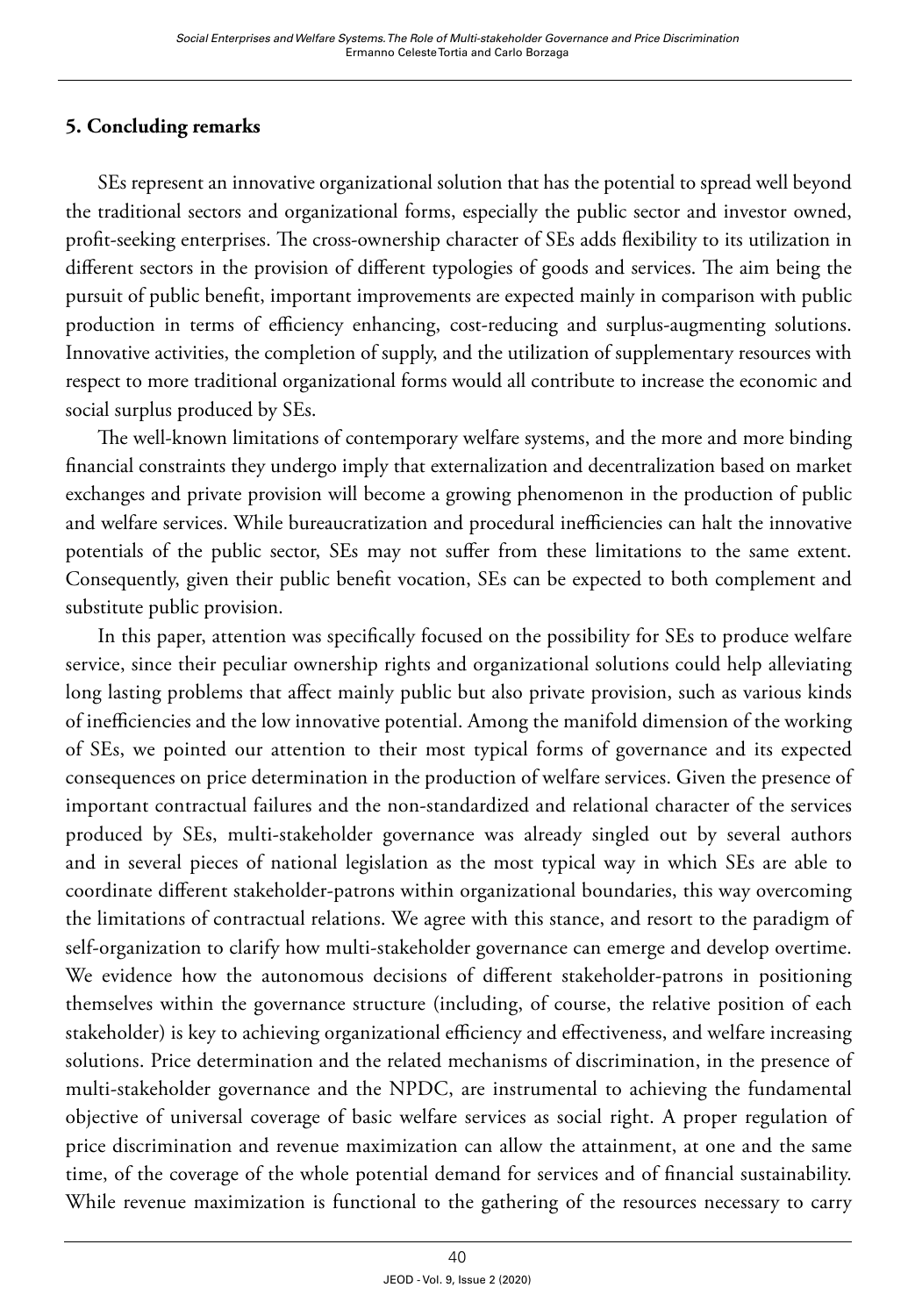## 5. Concluding remarks

SEs represent an innovative organizational solution that has the potential to spread well beyond the traditional sectors and organizational forms, especially the public sector and investor owned, profit-seeking enterprises. The cross-ownership character of SEs adds flexibility to its utilization in different sectors in the provision of different typologies of goods and services. The aim being the pursuit of public benefit, important improvements are expected mainly in comparison with public production in terms of efficiency enhancing, cost-reducing and surplus-augmenting solutions. Innovative activities, the completion of supply, and the utilization of supplementary resources with respect to more traditional organizational forms would all contribute to increase the economic and social surplus produced by SEs.

The well-known limitations of contemporary welfare systems, and the more and more binding financial constraints they undergo imply that externalization and decentralization based on market exchanges and private provision will become a growing phenomenon in the production of public and welfare services. While bureaucratization and procedural inefficiencies can halt the innovative potentials of the public sector, SEs may not suffer from these limitations to the same extent. Consequently, given their public benefit vocation, SEs can be expected to both complement and substitute public provision.

In this paper, attention was specifically focused on the possibility for SEs to produce welfare service, since their peculiar ownership rights and organizational solutions could help alleviating long lasting problems that affect mainly public but also private provision, such as various kinds of inefficiencies and the low innovative potential. Among the manifold dimension of the working of SEs, we pointed our attention to their most typical forms of governance and its expected consequences on price determination in the production of welfare services. Given the presence of important contractual failures and the non-standardized and relational character of the services produced by SEs, multi-stakeholder governance was already singled out by several authors and in several pieces of national legislation as the most typical way in which SEs are able to coordinate different stakeholder-patrons within organizational boundaries, this way overcoming the limitations of contractual relations. We agree with this stance, and resort to the paradigm of self-organization to clarify how multi-stakeholder governance can emerge and develop overtime. We evidence how the autonomous decisions of different stakeholder-patrons in positioning themselves within the governance structure (including, of course, the relative position of each stakeholder) is key to achieving organizational efficiency and effectiveness, and welfare increasing solutions. Price determination and the related mechanisms of discrimination, in the presence of multi-stakeholder governance and the NPDC, are instrumental to achieving the fundamental objective of universal coverage of basic welfare services as social right. A proper regulation of price discrimination and revenue maximization can allow the attainment, at one and the same time, of the coverage of the whole potential demand for services and of financial sustainability. While revenue maximization is functional to the gathering of the resources necessary to carry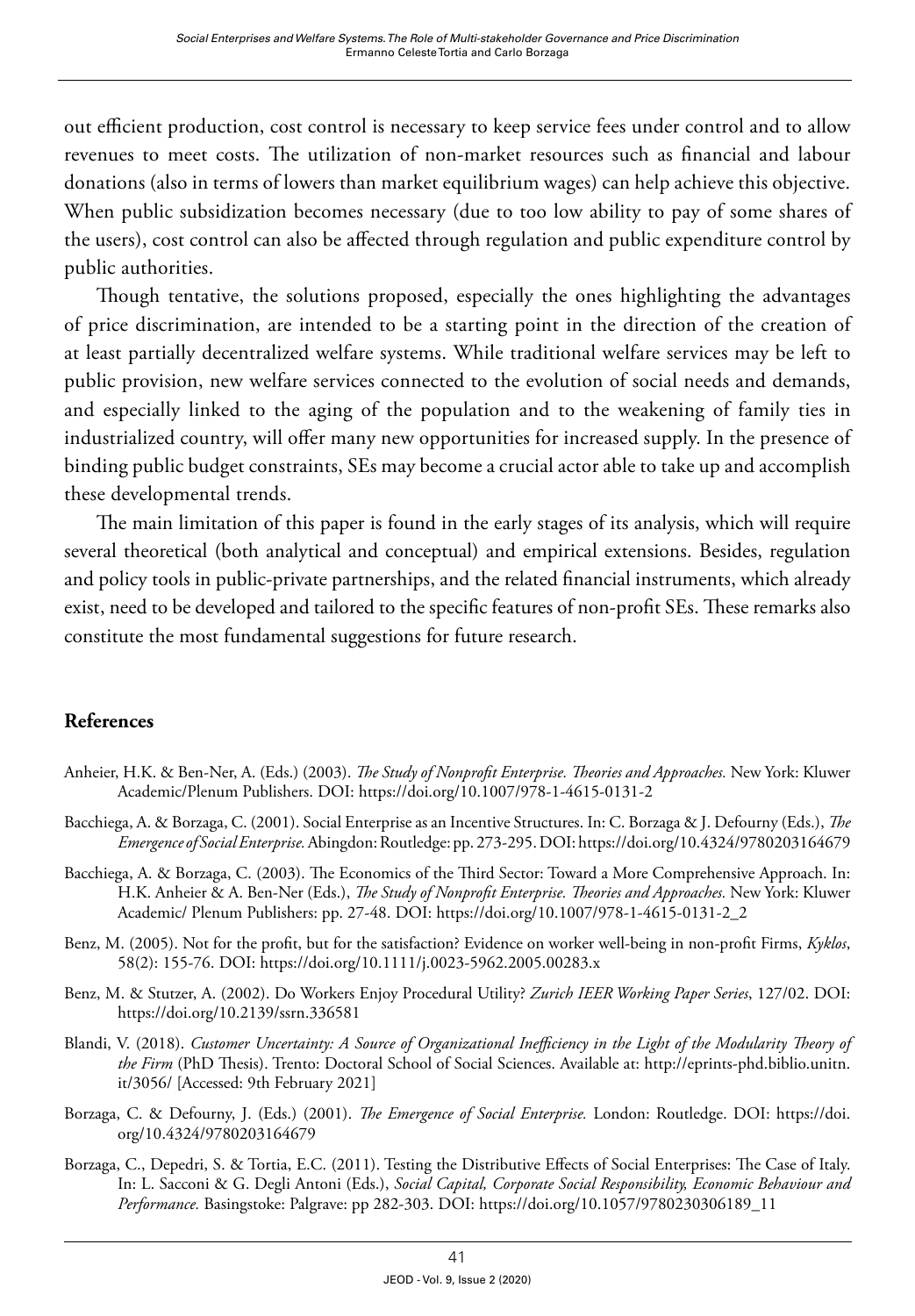out efficient production, cost control is necessary to keep service fees under control and to allow revenues to meet costs. The utilization of non-market resources such as financial and labour donations (also in terms of lowers than market equilibrium wages) can help achieve this objective. When public subsidization becomes necessary (due to too low ability to pay of some shares of the users), cost control can also be affected through regulation and public expenditure control by public authorities.

Though tentative, the solutions proposed, especially the ones highlighting the advantages of price discrimination, are intended to be a starting point in the direction of the creation of at least partially decentralized welfare systems. While traditional welfare services may be left to public provision, new welfare services connected to the evolution of social needs and demands, and especially linked to the aging of the population and to the weakening of family ties in industrialized country, will offer many new opportunities for increased supply. In the presence of binding public budget constraints, SEs may become a crucial actor able to take up and accomplish these developmental trends.

The main limitation of this paper is found in the early stages of its analysis, which will require several theoretical (both analytical and conceptual) and empirical extensions. Besides, regulation and policy tools in public-private partnerships, and the related financial instruments, which already exist, need to be developed and tailored to the specific features of non-profit SEs. These remarks also constitute the most fundamental suggestions for future research.

## References

Anheier, H.K. & Ben-Ner, A. (Eds.) (2003). *The Study of Nonprofit Enterprise. Theories and Approaches.* New York: Kluwer Academic/Plenum Publishers. DOI: https://doi.org/10.1007/978-1-4615-0131-2

Bacchiega, A. & Borzaga, C. (2001). Social Enterprise as an Incentive Structures. In: C. Borzaga & J. Defourny (Eds.), *The Emergence of Social Enterprise.* Abingdon: Routledge: pp. 273-295. DOI: https://doi.org/10.4324/9780203164679

Bacchiega, A. & Borzaga, C. (2003). The Economics of the Third Sector: Toward a More Comprehensive Approach. In: H.K. Anheier & A. Ben-Ner (Eds.), *The Study of Nonprofit Enterprise. Theories and Approaches.* New York: Kluwer Academic/ Plenum Publishers: pp. 27-48. DOI: https://doi.org/10.1007/978-1-4615-0131-2_2

Benz, M. (2005). Not for the profit, but for the satisfaction? Evidence on worker well-being in non-profit Firms, *Kyklos*, 58(2): 155-76. DOI: https://doi.org/10.1111/j.0023-5962.2005.00283.x

Benz, M. & Stutzer, A. (2002). Do Workers Enjoy Procedural Utility? *Zurich IEER Working Paper Series*, 127/02. DOI: https://doi.org/10.2139/ssrn.336581

Blandi, V. (2018). *Customer Uncertainty: A Source of Organizational Inefficiency in the Light of the Modularity Theory of the Firm* (PhD Thesis). Trento: Doctoral School of Social Sciences. Available at: http://eprints-phd.biblio.unitn.it/3056/ [Accessed: 9th February 2021]

Borzaga, C. & Defourny, J. (Eds.) (2001). *The Emergence of Social Enterprise.* London: Routledge. DOI: https://doi.org/10.4324/9780203164679

Borzaga, C., Depedri, S. & Tortia, E.C. (2011). Testing the Distributive Effects of Social Enterprises: The Case of Italy. In: L. Sacconi & G. Degli Antoni (Eds.), *Social Capital, Corporate Social Responsibility, Economic Behaviour and Performance.* Basingstoke: Palgrave: pp 282-303. DOI: https://doi.org/10.1057/9780230306189_11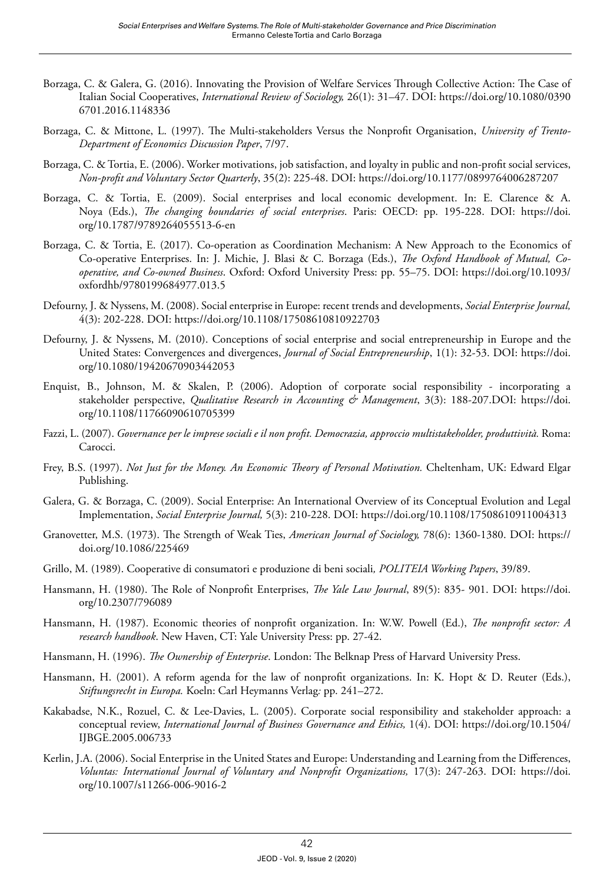Borzaga, C. & Galera, G. (2016). Innovating the Provision of Welfare Services Through Collective Action: The Case of Italian Social Cooperatives, *International Review of Sociology,* 26(1): 31–47. DOI: https://doi.org/10.1080/03906701.2016.1148336

Borzaga, C. & Mittone, L. (1997). The Multi-stakeholders Versus the Nonprofit Organisation, *University of Trento-Department of Economics Discussion Paper*, 7/97.

Borzaga, C. & Tortia, E. (2006). Worker motivations, job satisfaction, and loyalty in public and non-profit social services, *Non-profit and Voluntary Sector Quarterly*, 35(2): 225-48. DOI: https://doi.org/10.1177/0899764006287207

Borzaga, C. & Tortia, E. (2009). Social enterprises and local economic development. In: E. Clarence & A. Noya (Eds.), *The changing boundaries of social enterprises*. Paris: OECD: pp. 195-228. DOI: https://doi.org/10.1787/9789264055513-6-en

Borzaga, C. & Tortia, E. (2017). Co-operation as Coordination Mechanism: A New Approach to the Economics of Co-operative Enterprises. In: J. Michie, J. Blasi & C. Borzaga (Eds.), *The Oxford Handbook of Mutual, Co-operative, and Co-owned Business*. Oxford: Oxford University Press: pp. 55–75. DOI: https://doi.org/10.1093/oxfordhb/9780199684977.013.5

Defourny, J. & Nyssens, M. (2008). Social enterprise in Europe: recent trends and developments, *Social Enterprise Journal,* 4(3): 202-228. DOI: https://doi.org/10.1108/17508610810922703

Defourny, J. & Nyssens, M. (2010). Conceptions of social enterprise and social entrepreneurship in Europe and the United States: Convergences and divergences, *Journal of Social Entrepreneurship*, 1(1): 32-53. DOI: https://doi.org/10.1080/19420670903442053

Enquist, B., Johnson, M. & Skalen, P. (2006). Adoption of corporate social responsibility - incorporating a stakeholder perspective, *Qualitative Research in Accounting & Management*, 3(3): 188-207.DOI: https://doi.org/10.1108/11766090610705399

Fazzi, L. (2007). *Governance per le imprese sociali e il non profit. Democrazia, approccio multistakeholder, produttività.* Roma: Carocci.

Frey, B.S. (1997). *Not Just for the Money. An Economic Theory of Personal Motivation.* Cheltenham, UK: Edward Elgar Publishing.

Galera, G. & Borzaga, C. (2009). Social Enterprise: An International Overview of its Conceptual Evolution and Legal Implementation, *Social Enterprise Journal,* 5(3): 210-228. DOI: https://doi.org/10.1108/17508610911004313

Granovetter, M.S. (1973). The Strength of Weak Ties, *American Journal of Sociology,* 78(6): 1360-1380. DOI: https://doi.org/10.1086/225469

Grillo, M. (1989). Cooperative di consumatori e produzione di beni sociali*, POLITEIA Working Papers*, 39/89.

Hansmann, H. (1980). The Role of Nonprofit Enterprises, *The Yale Law Journal*, 89(5): 835- 901. DOI: https://doi.org/10.2307/796089

Hansmann, H. (1987). Economic theories of nonprofit organization. In: W.W. Powell (Ed.), *The nonprofit sector: A research handbook*. New Haven, CT: Yale University Press: pp. 27-42.

Hansmann, H. (1996). *The Ownership of Enterprise*. London: The Belknap Press of Harvard University Press.

Hansmann, H. (2001). A reform agenda for the law of nonprofit organizations. In: K. Hopt & D. Reuter (Eds.), *Stiftungsrecht in Europa.* Koeln: Carl Heymanns Verlag*:* pp. 241–272.

Kakabadse, N.K., Rozuel, C. & Lee-Davies, L. (2005). Corporate social responsibility and stakeholder approach: a conceptual review, *International Journal of Business Governance and Ethics,* 1(4). DOI: https://doi.org/10.1504/IJBGE.2005.006733

Kerlin, J.A. (2006). Social Enterprise in the United States and Europe: Understanding and Learning from the Differences, *Voluntas: International Journal of Voluntary and Nonprofit Organizations,* 17(3): 247-263. DOI: https://doi.org/10.1007/s11266-006-9016-2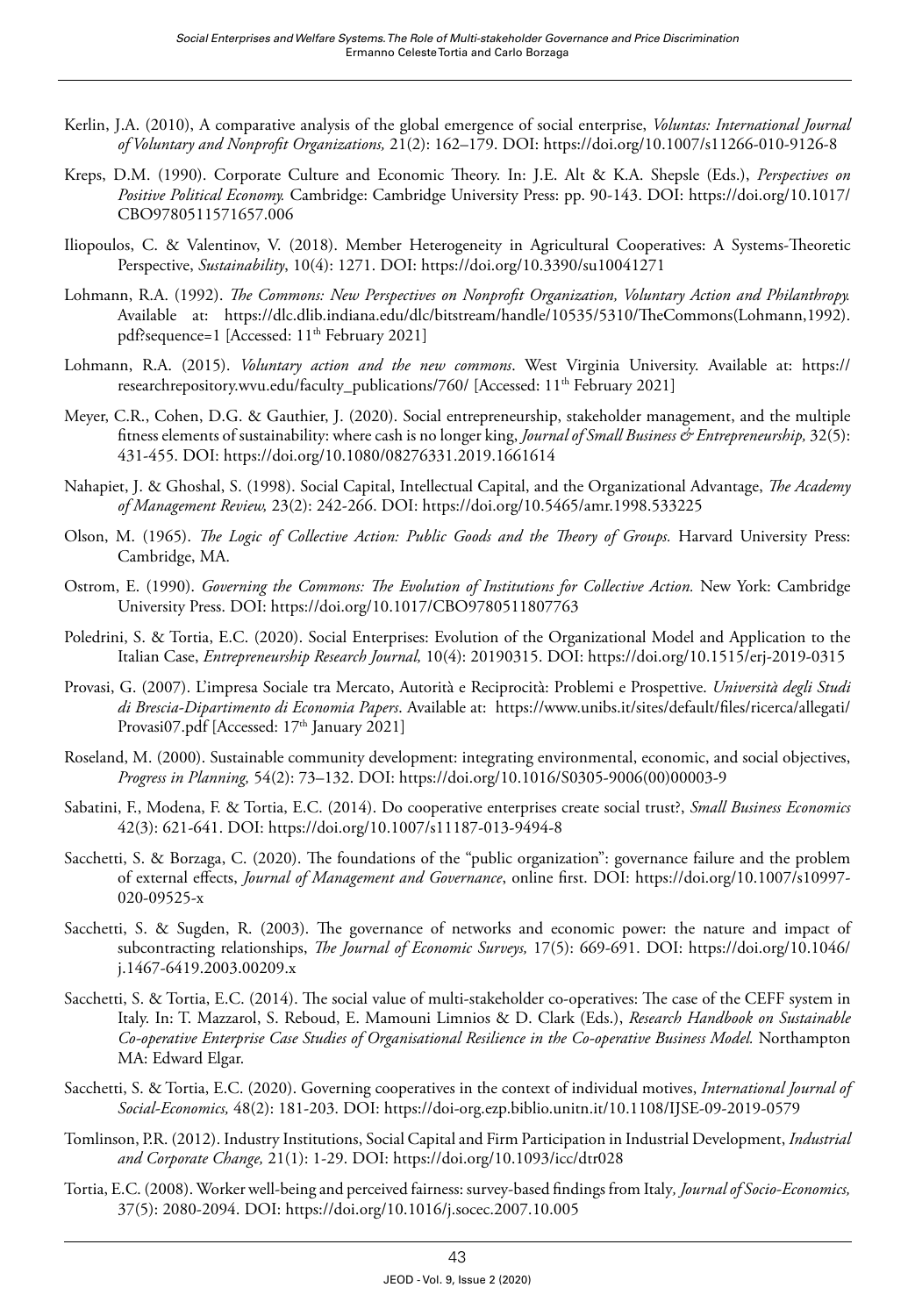Kerlin, J.A. (2010), A comparative analysis of the global emergence of social enterprise, *Voluntas: International Journal of Voluntary and Nonprofit Organizations,* 21(2): 162–179. DOI: https://doi.org/10.1007/s11266-010-9126-8

Kreps, D.M. (1990). Corporate Culture and Economic Theory. In: J.E. Alt & K.A. Shepsle (Eds.), *Perspectives on Positive Political Economy.* Cambridge: Cambridge University Press: pp. 90-143. DOI: https://doi.org/10.1017/CBO9780511571657.006

Iliopoulos, C. & Valentinov, V. (2018). Member Heterogeneity in Agricultural Cooperatives: A Systems-Theoretic Perspective, *Sustainability*, 10(4): 1271. DOI: https://doi.org/10.3390/su10041271

Lohmann, R.A. (1992). *The Commons: New Perspectives on Nonprofit Organization, Voluntary Action and Philanthropy.* Available at: https://dlc.dlib.indiana.edu/dlc/bitstream/handle/10535/5310/TheCommons(Lohmann,1992).pdf?sequence=1 [Accessed: 11th February 2021]

Lohmann, R.A. (2015). *Voluntary action and the new commons*. West Virginia University. Available at: https://researchrepository.wvu.edu/faculty_publications/760/ [Accessed: 11th February 2021]

Meyer, C.R., Cohen, D.G. & Gauthier, J. (2020). Social entrepreneurship, stakeholder management, and the multiple fitness elements of sustainability: where cash is no longer king, *Journal of Small Business & Entrepreneurship,* 32(5): 431-455. DOI: https://doi.org/10.1080/08276331.2019.1661614

Nahapiet, J. & Ghoshal, S. (1998). Social Capital, Intellectual Capital, and the Organizational Advantage, *The Academy of Management Review,* 23(2): 242-266. DOI: https://doi.org/10.5465/amr.1998.533225

Olson, M. (1965). *The Logic of Collective Action: Public Goods and the Theory of Groups.* Harvard University Press: Cambridge, MA.

Ostrom, E. (1990). *Governing the Commons: The Evolution of Institutions for Collective Action.* New York: Cambridge University Press. DOI: https://doi.org/10.1017/CBO9780511807763

Poledrini, S. & Tortia, E.C. (2020). Social Enterprises: Evolution of the Organizational Model and Application to the Italian Case, *Entrepreneurship Research Journal,* 10(4): 20190315. DOI: https://doi.org/10.1515/erj-2019-0315

Provasi, G. (2007). L'impresa Sociale tra Mercato, Autorità e Reciprocità: Problemi e Prospettive. *Università degli Studi di Brescia-Dipartimento di Economia Papers*. Available at: https://www.unibs.it/sites/default/files/ricerca/allegati/Provasi07.pdf [Accessed: 17th January 2021]

Roseland, M. (2000). Sustainable community development: integrating environmental, economic, and social objectives, *Progress in Planning,* 54(2): 73–132. DOI: https://doi.org/10.1016/S0305-9006(00)00003-9

Sabatini, F., Modena, F. & Tortia, E.C. (2014). Do cooperative enterprises create social trust?, *Small Business Economics* 42(3): 621-641. DOI: https://doi.org/10.1007/s11187-013-9494-8

Sacchetti, S. & Borzaga, C. (2020). The foundations of the "public organization": governance failure and the problem of external effects, *Journal of Management and Governance*, online first. DOI: https://doi.org/10.1007/s10997-020-09525-x

Sacchetti, S. & Sugden, R. (2003). The governance of networks and economic power: the nature and impact of subcontracting relationships, *The Journal of Economic Surveys,* 17(5): 669-691. DOI: https://doi.org/10.1046/j.1467-6419.2003.00209.x

Sacchetti, S. & Tortia, E.C. (2014). The social value of multi-stakeholder co-operatives: The case of the CEFF system in Italy. In: T. Mazzarol, S. Reboud, E. Mamouni Limnios & D. Clark (Eds.), *Research Handbook on Sustainable Co-operative Enterprise Case Studies of Organisational Resilience in the Co-operative Business Model.* Northampton MA: Edward Elgar.

Sacchetti, S. & Tortia, E.C. (2020). Governing cooperatives in the context of individual motives, *International Journal of Social-Economics,* 48(2): 181-203. DOI: https://doi-org.ezp.biblio.unitn.it/10.1108/IJSE-09-2019-0579

Tomlinson, P.R. (2012). Industry Institutions, Social Capital and Firm Participation in Industrial Development, *Industrial and Corporate Change,* 21(1): 1-29. DOI: https://doi.org/10.1093/icc/dtr028

Tortia, E.C. (2008). Worker well-being and perceived fairness: survey-based findings from Italy, *Journal of Socio-Economics,* 37(5): 2080-2094. DOI: https://doi.org/10.1016/j.socec.2007.10.005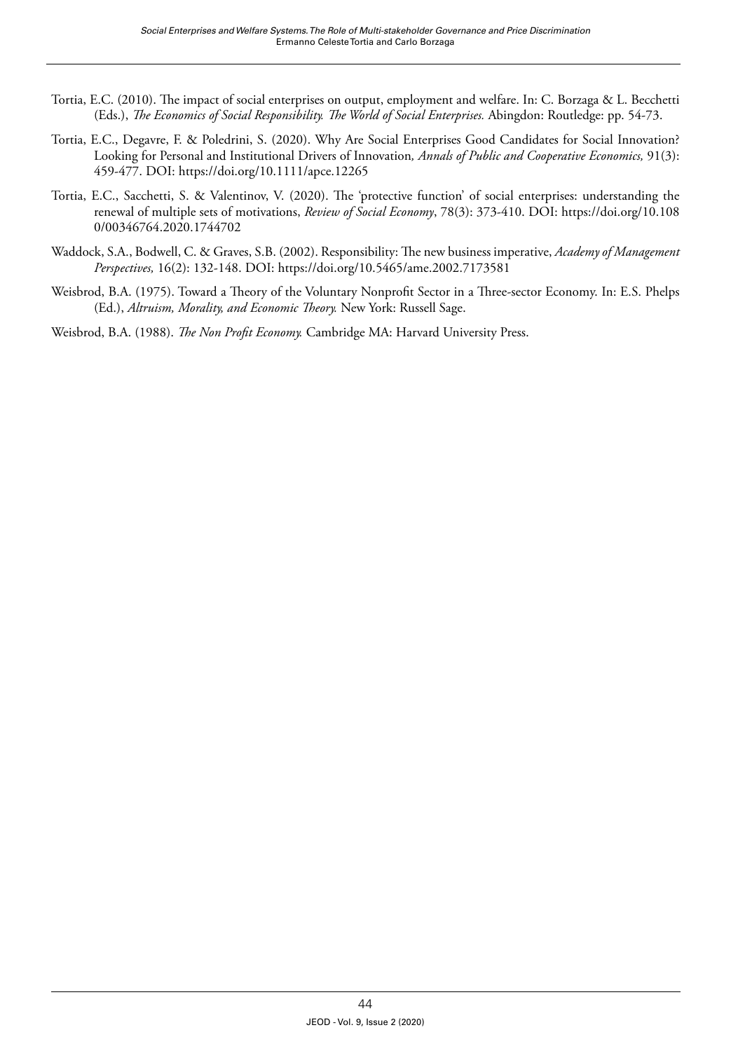Tortia, E.C. (2010). The impact of social enterprises on output, employment and welfare. In: C. Borzaga & L. Becchetti (Eds.), *The Economics of Social Responsibility. The World of Social Enterprises.* Abingdon: Routledge: pp. 54-73.

Tortia, E.C., Degavre, F. & Poledrini, S. (2020). Why Are Social Enterprises Good Candidates for Social Innovation? Looking for Personal and Institutional Drivers of Innovation*, Annals of Public and Cooperative Economics,* 91(3): 459-477. DOI: https://doi.org/10.1111/apce.12265

Tortia, E.C., Sacchetti, S. & Valentinov, V. (2020). The 'protective function' of social enterprises: understanding the renewal of multiple sets of motivations, *Review of Social Economy*, 78(3): 373-410. DOI: https://doi.org/10.1080/00346764.2020.1744702

Waddock, S.A., Bodwell, C. & Graves, S.B. (2002). Responsibility: The new business imperative, *Academy of Management Perspectives,* 16(2): 132-148. DOI: https://doi.org/10.5465/ame.2002.7173581

Weisbrod, B.A. (1975). Toward a Theory of the Voluntary Nonprofit Sector in a Three-sector Economy. In: E.S. Phelps (Ed.), *Altruism, Morality, and Economic Theory.* New York: Russell Sage.

Weisbrod, B.A. (1988). *The Non Profit Economy.* Cambridge MA: Harvard University Press.